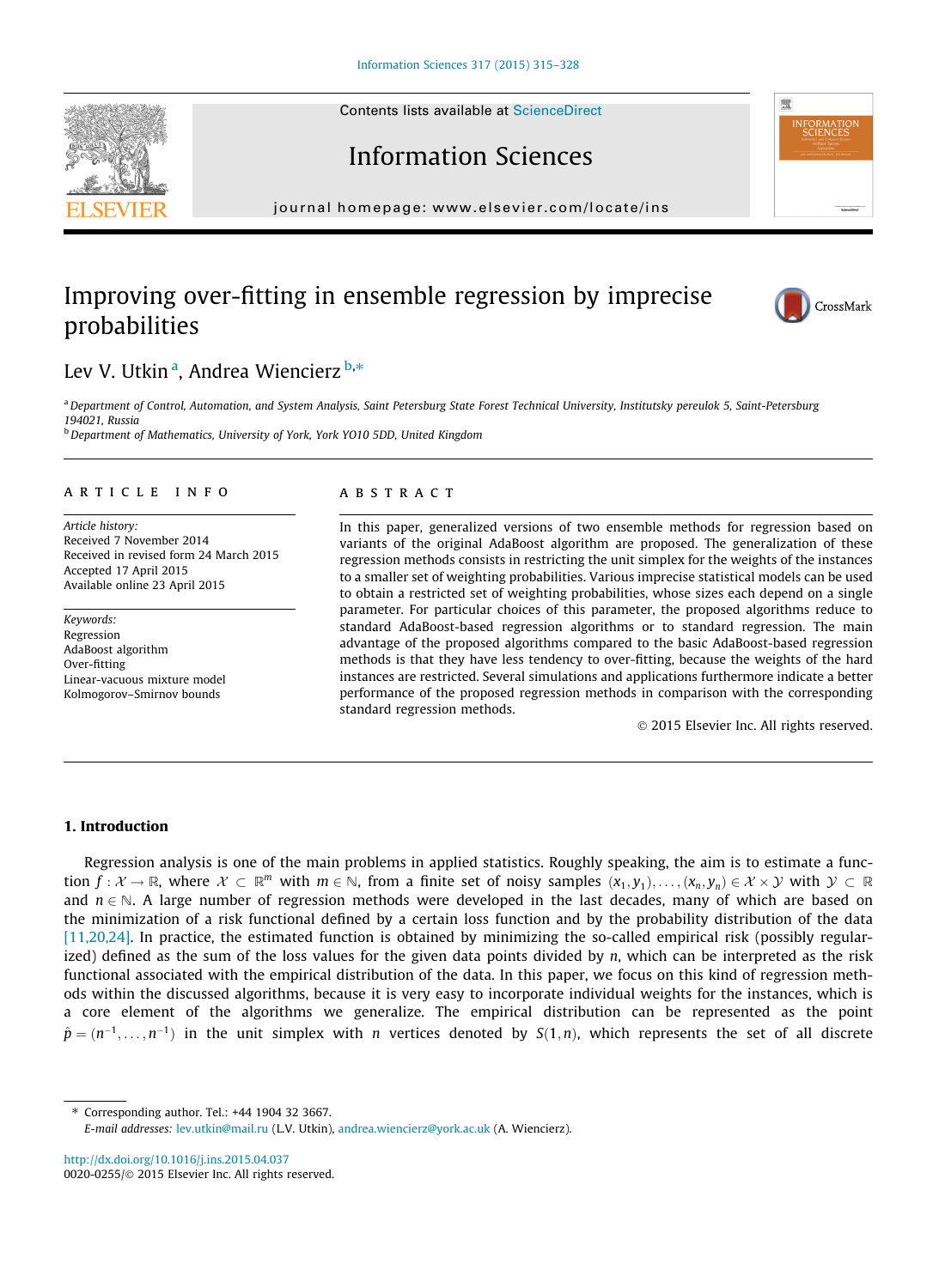# Improving over-fitting in ensemble regression by imprecise probabilities

Lev V. Utkin [a], Andrea Wiencierz [b,*]

[a] Department of Control, Automation, and System Analysis, Saint Petersburg State Forest Technical University, Institutsky pereulok 5, Saint-Petersburg 194021, Russia

[b] Department of Mathematics, University of York, York YO10 5DD, United Kingdom

## ARTICLE INFO

*Article history:*
Received 7 November 2014
Received in revised form 24 March 2015
Accepted 17 April 2015
Available online 23 April 2015

*Keywords:*
Regression
AdaBoost algorithm
Over-fitting
Linear-vacuous mixture model
Kolmogorov–Smirnov bounds

## ABSTRACT

In this paper, generalized versions of two ensemble methods for regression based on variants of the original AdaBoost algorithm are proposed. The generalization of these regression methods consists in restricting the unit simplex for the weights of the instances to a smaller set of weighting probabilities. Various imprecise statistical models can be used to obtain a restricted set of weighting probabilities, whose sizes each depend on a single parameter. For particular choices of this parameter, the proposed algorithms reduce to standard AdaBoost-based regression algorithms or to standard regression. The main advantage of the proposed algorithms compared to the basic AdaBoost-based regression methods is that they have less tendency to over-fitting, because the weights of the hard instances are restricted. Several simulations and applications furthermore indicate a better performance of the proposed regression methods in comparison with the corresponding standard regression methods.

© 2015 Elsevier Inc. All rights reserved.

## 1. Introduction

Regression analysis is one of the main problems in applied statistics. Roughly speaking, the aim is to estimate a function $f : \mathcal{X} \to \mathbb{R}$, where $\mathcal{X} \subset \mathbb{R}^m$ with $m \in \mathbb{N}$, from a finite set of noisy samples $(x_1, y_1), \ldots, (x_n, y_n) \in \mathcal{X} \times \mathcal{Y}$ with $\mathcal{Y} \subset \mathbb{R}$ and $n \in \mathbb{N}$. A large number of regression methods were developed in the last decades, many of which are based on the minimization of a risk functional defined by a certain loss function and by the probability distribution of the data [11,20,24]. In practice, the estimated function is obtained by minimizing the so-called empirical risk (possibly regularized) defined as the sum of the loss values for the given data points divided by $n$, which can be interpreted as the risk functional associated with the empirical distribution of the data. In this paper, we focus on this kind of regression methods within the discussed algorithms, because it is very easy to incorporate individual weights for the instances, which is a core element of the algorithms we generalize. The empirical distribution can be represented as the point $\hat{p} = (n^{-1}, \ldots, n^{-1})$ in the unit simplex with $n$ vertices denoted by $S(1, n)$, which represents the set of all discrete

---

* Corresponding author. Tel.: +44 1904 32 3667.
*E-mail addresses:* lev.utkin@mail.ru (L.V. Utkin), andrea.wiencierz@york.ac.uk (A. Wiencierz).

http://dx.doi.org/10.1016/j.ins.2015.04.037
0020-0255/© 2015 Elsevier Inc. All rights reserved.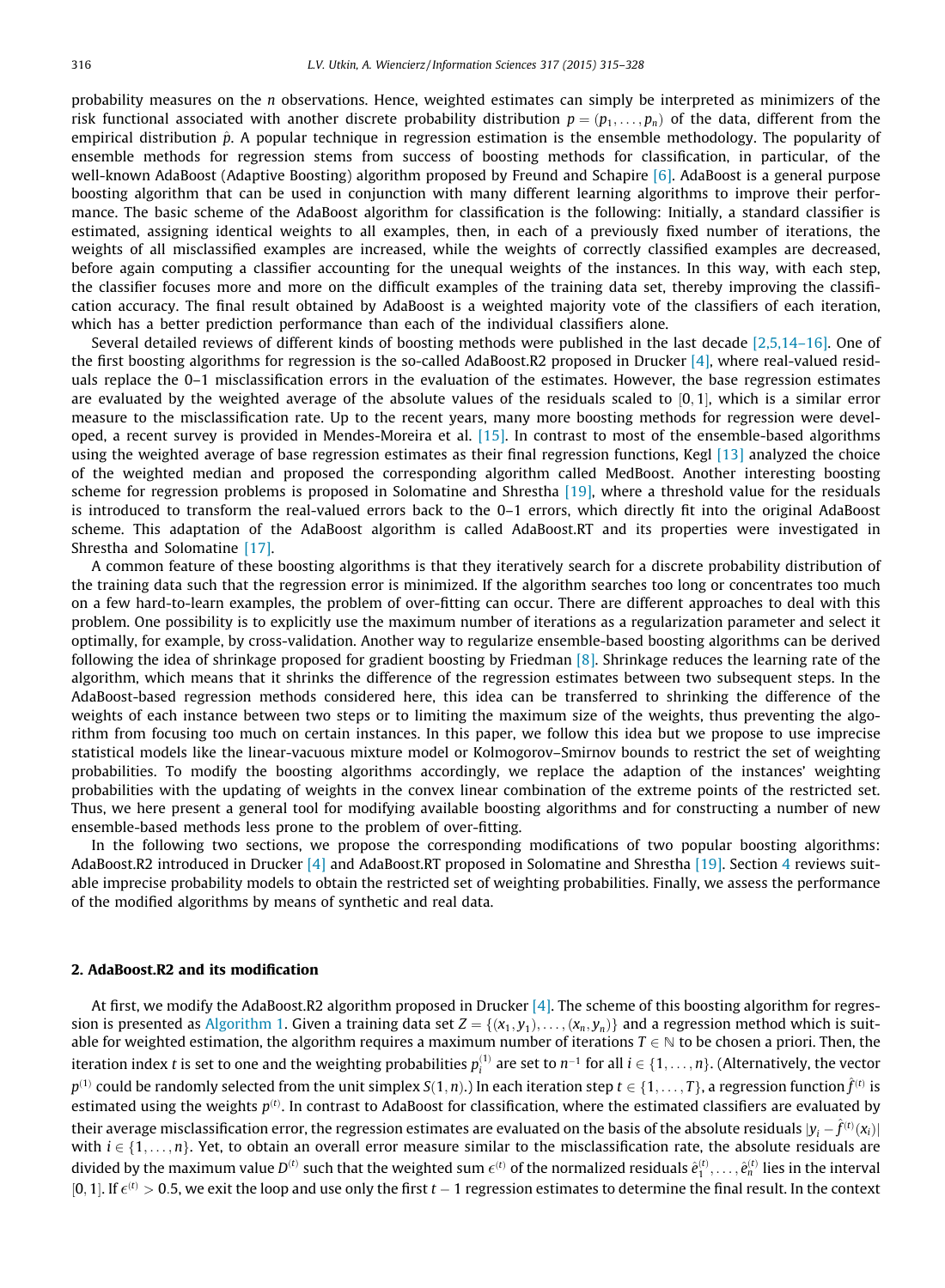probability measures on the $n$ observations. Hence, weighted estimates can simply be interpreted as minimizers of the risk functional associated with another discrete probability distribution $p = (p_1, \ldots, p_n)$ of the data, different from the empirical distribution $\hat{p}$. A popular technique in regression estimation is the ensemble methodology. The popularity of ensemble methods for regression stems from success of boosting methods for classification, in particular, of the well-known AdaBoost (Adaptive Boosting) algorithm proposed by Freund and Schapire [6]. AdaBoost is a general purpose boosting algorithm that can be used in conjunction with many different learning algorithms to improve their performance. The basic scheme of the AdaBoost algorithm for classification is the following: Initially, a standard classifier is estimated, assigning identical weights to all examples, then, in each of a previously fixed number of iterations, the weights of all misclassified examples are increased, while the weights of correctly classified examples are decreased, before again computing a classifier accounting for the unequal weights of the instances. In this way, with each step, the classifier focuses more and more on the difficult examples of the training data set, thereby improving the classification accuracy. The final result obtained by AdaBoost is a weighted majority vote of the classifiers of each iteration, which has a better prediction performance than each of the individual classifiers alone.

Several detailed reviews of different kinds of boosting methods were published in the last decade [2,5,14–16]. One of the first boosting algorithms for regression is the so-called AdaBoost.R2 proposed in Drucker [4], where real-valued residuals replace the 0–1 misclassification errors in the evaluation of the estimates. However, the base regression estimates are evaluated by the weighted average of the absolute values of the residuals scaled to $[0, 1]$, which is a similar error measure to the misclassification rate. Up to the recent years, many more boosting methods for regression were developed, a recent survey is provided in Mendes-Moreira et al. [15]. In contrast to most of the ensemble-based algorithms using the weighted average of base regression estimates as their final regression functions, Kegl [13] analyzed the choice of the weighted median and proposed the corresponding algorithm called MedBoost. Another interesting boosting scheme for regression problems is proposed in Solomatine and Shrestha [19], where a threshold value for the residuals is introduced to transform the real-valued errors back to the 0–1 errors, which directly fit into the original AdaBoost scheme. This adaptation of the AdaBoost algorithm is called AdaBoost.RT and its properties were investigated in Shrestha and Solomatine [17].

A common feature of these boosting algorithms is that they iteratively search for a discrete probability distribution of the training data such that the regression error is minimized. If the algorithm searches too long or concentrates too much on a few hard-to-learn examples, the problem of over-fitting can occur. There are different approaches to deal with this problem. One possibility is to explicitly use the maximum number of iterations as a regularization parameter and select it optimally, for example, by cross-validation. Another way to regularize ensemble-based boosting algorithms can be derived following the idea of shrinkage proposed for gradient boosting by Friedman [8]. Shrinkage reduces the learning rate of the algorithm, which means that it shrinks the difference of the regression estimates between two subsequent steps. In the AdaBoost-based regression methods considered here, this idea can be transferred to shrinking the difference of the weights of each instance between two steps or to limiting the maximum size of the weights, thus preventing the algorithm from focusing too much on certain instances. In this paper, we follow this idea but we propose to use imprecise statistical models like the linear-vacuous mixture model or Kolmogorov–Smirnov bounds to restrict the set of weighting probabilities. To modify the boosting algorithms accordingly, we replace the adaption of the instances' weighting probabilities with the updating of weights in the convex linear combination of the extreme points of the restricted set. Thus, we here present a general tool for modifying available boosting algorithms and for constructing a number of new ensemble-based methods less prone to the problem of over-fitting.

In the following two sections, we propose the corresponding modifications of two popular boosting algorithms: AdaBoost.R2 introduced in Drucker [4] and AdaBoost.RT proposed in Solomatine and Shrestha [19]. Section 4 reviews suitable imprecise probability models to obtain the restricted set of weighting probabilities. Finally, we assess the performance of the modified algorithms by means of synthetic and real data.

## 2. AdaBoost.R2 and its modification

At first, we modify the AdaBoost.R2 algorithm proposed in Drucker [4]. The scheme of this boosting algorithm for regression is presented as Algorithm 1. Given a training data set $Z = \{(x_1, y_1), \ldots, (x_n, y_n)\}$ and a regression method which is suitable for weighted estimation, the algorithm requires a maximum number of iterations $T \in \mathbb{N}$ to be chosen a priori. Then, the iteration index $t$ is set to one and the weighting probabilities $p_i^{(1)}$ are set to $n^{-1}$ for all $i \in \{1, \ldots, n\}$. (Alternatively, the vector $p^{(1)}$ could be randomly selected from the unit simplex $S(1, n)$.) In each iteration step $t \in \{1, \ldots, T\}$, a regression function $\hat{f}^{(t)}$ is estimated using the weights $p^{(t)}$. In contrast to AdaBoost for classification, where the estimated classifiers are evaluated by their average misclassification error, the regression estimates are evaluated on the basis of the absolute residuals $|y_i - \hat{f}^{(t)}(x_i)|$ with $i \in \{1, \ldots, n\}$. Yet, to obtain an overall error measure similar to the misclassification rate, the absolute residuals are divided by the maximum value $D^{(t)}$ such that the weighted sum $\epsilon^{(t)}$ of the normalized residuals $\hat{e}_1^{(t)}, \ldots, \hat{e}_n^{(t)}$ lies in the interval $[0, 1]$. If $\epsilon^{(t)} > 0.5$, we exit the loop and use only the first $t - 1$ regression estimates to determine the final result. In the context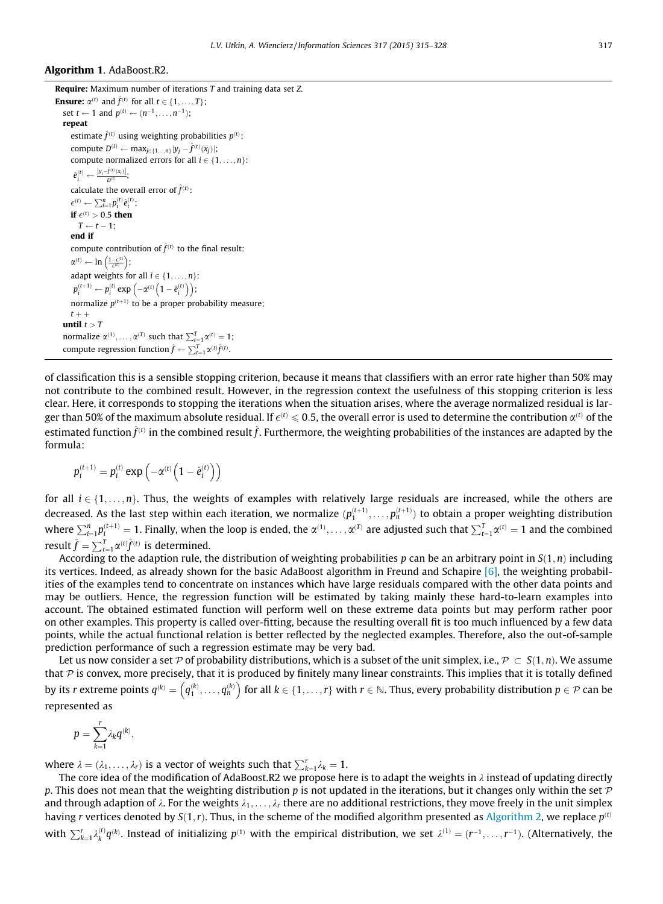**Algorithm 1.** AdaBoost.R2.

---

**Require:** Maximum number of iterations $T$ and training data set $Z$.
**Ensure:** $\alpha^{(t)}$ and $\hat{f}^{(t)}$ for all $t \in \{1, \ldots, T\}$;
 set $t \leftarrow 1$ and $p^{(t)} \leftarrow (n^{-1}, \ldots, n^{-1})$;
 **repeat**
  estimate $\hat{f}^{(t)}$ using weighting probabilities $p^{(t)}$;
  compute $D^{(t)} \leftarrow \max_{j \in \{1,\ldots,n\}} |y_j - \hat{f}^{(t)}(x_j)|$;
  compute normalized errors for all $i \in \{1, \ldots, n\}$:
  $\hat{e}_i^{(t)} \leftarrow \frac{|y_i - \hat{f}^{(t)}(x_i)|}{D^{(t)}}$;
  calculate the overall error of $\hat{f}^{(t)}$:
  $\epsilon^{(t)} \leftarrow \sum_{i=1}^{n} p_i^{(t)} \hat{e}_i^{(t)}$;
  **if** $\epsilon^{(t)} > 0.5$ **then**
   $T \leftarrow t - 1$;
  **end if**
  compute contribution of $\hat{f}^{(t)}$ to the final result:
  $\alpha^{(t)} \leftarrow \ln\left(\frac{1-\epsilon^{(t)}}{\epsilon^{(t)}}\right)$;
  adapt weights for all $i \in \{1, \ldots, n\}$:
  $p_i^{(t+1)} \leftarrow p_i^{(t)} \exp\left(-\alpha^{(t)}\left(1 - \hat{e}_i^{(t)}\right)\right)$;
  normalize $p^{(t+1)}$ to be a proper probability measure;
  $t++$
 **until** $t > T$
 normalize $\alpha^{(1)}, \ldots, \alpha^{(T)}$ such that $\sum_{t=1}^{T} \alpha^{(t)} = 1$;
 compute regression function $\hat{f} \leftarrow \sum_{t=1}^{T} \alpha^{(t)} \hat{f}^{(t)}$.

---

of classification this is a sensible stopping criterion, because it means that classifiers with an error rate higher than 50% may not contribute to the combined result. However, in the regression context the usefulness of this stopping criterion is less clear. Here, it corresponds to stopping the iterations when the situation arises, where the average normalized residual is larger than 50% of the maximum absolute residual. If $\epsilon^{(t)} \leqslant 0.5$, the overall error is used to determine the contribution $\alpha^{(t)}$ of the estimated function $\hat{f}^{(t)}$ in the combined result $\hat{f}$. Furthermore, the weighting probabilities of the instances are adapted by the formula:

$$p_i^{(t+1)} = p_i^{(t)} \exp\left(-\alpha^{(t)}\left(1 - \hat{e}_i^{(t)}\right)\right)$$

for all $i \in \{1, \ldots, n\}$. Thus, the weights of examples with relatively large residuals are increased, while the others are decreased. As the last step within each iteration, we normalize $(p_1^{(t+1)}, \ldots, p_n^{(t+1)})$ to obtain a proper weighting distribution where $\sum_{i=1}^{n} p_i^{(t+1)} = 1$. Finally, when the loop is ended, the $\alpha^{(1)}, \ldots, \alpha^{(T)}$ are adjusted such that $\sum_{t=1}^{T} \alpha^{(t)} = 1$ and the combined result $\hat{f} = \sum_{t=1}^{T} \alpha^{(t)} \hat{f}^{(t)}$ is determined.

According to the adaption rule, the distribution of weighting probabilities $p$ can be an arbitrary point in $S(1, n)$ including its vertices. Indeed, as already shown for the basic AdaBoost algorithm in Freund and Schapire [6], the weighting probabilities of the examples tend to concentrate on instances which have large residuals compared with the other data points and may be outliers. Hence, the regression function will be estimated by taking mainly these hard-to-learn examples into account. The obtained estimated function will perform well on these extreme data points but may perform rather poor on other examples. This property is called over-fitting, because the resulting overall fit is too much influenced by a few data points, while the actual functional relation is better reflected by the neglected examples. Therefore, also the out-of-sample prediction performance of such a regression estimate may be very bad.

Let us now consider a set $\mathcal{P}$ of probability distributions, which is a subset of the unit simplex, i.e., $\mathcal{P} \subset S(1, n)$. We assume that $\mathcal{P}$ is convex, more precisely, that it is produced by finitely many linear constraints. This implies that it is totally defined by its $r$ extreme points $q^{(k)} = \left(q_1^{(k)}, \ldots, q_n^{(k)}\right)$ for all $k \in \{1, \ldots, r\}$ with $r \in \mathbb{N}$. Thus, every probability distribution $p \in \mathcal{P}$ can be represented as

$$p = \sum_{k=1}^{r} \lambda_k q^{(k)},$$

where $\lambda = (\lambda_1, \ldots, \lambda_r)$ is a vector of weights such that $\sum_{k=1}^{r} \lambda_k = 1$.

The core idea of the modification of AdaBoost.R2 we propose here is to adapt the weights in $\lambda$ instead of updating directly $p$. This does not mean that the weighting distribution $p$ is not updated in the iterations, but it changes only within the set $\mathcal{P}$ and through adaption of $\lambda$. For the weights $\lambda_1, \ldots, \lambda_r$ there are no additional restrictions, they move freely in the unit simplex having $r$ vertices denoted by $S(1, r)$. Thus, in the scheme of the modified algorithm presented as Algorithm 2, we replace $p^{(t)}$ with $\sum_{k=1}^{r} \lambda_k^{(t)} q^{(k)}$. Instead of initializing $p^{(1)}$ with the empirical distribution, we set $\lambda^{(1)} = (r^{-1}, \ldots, r^{-1})$. (Alternatively, the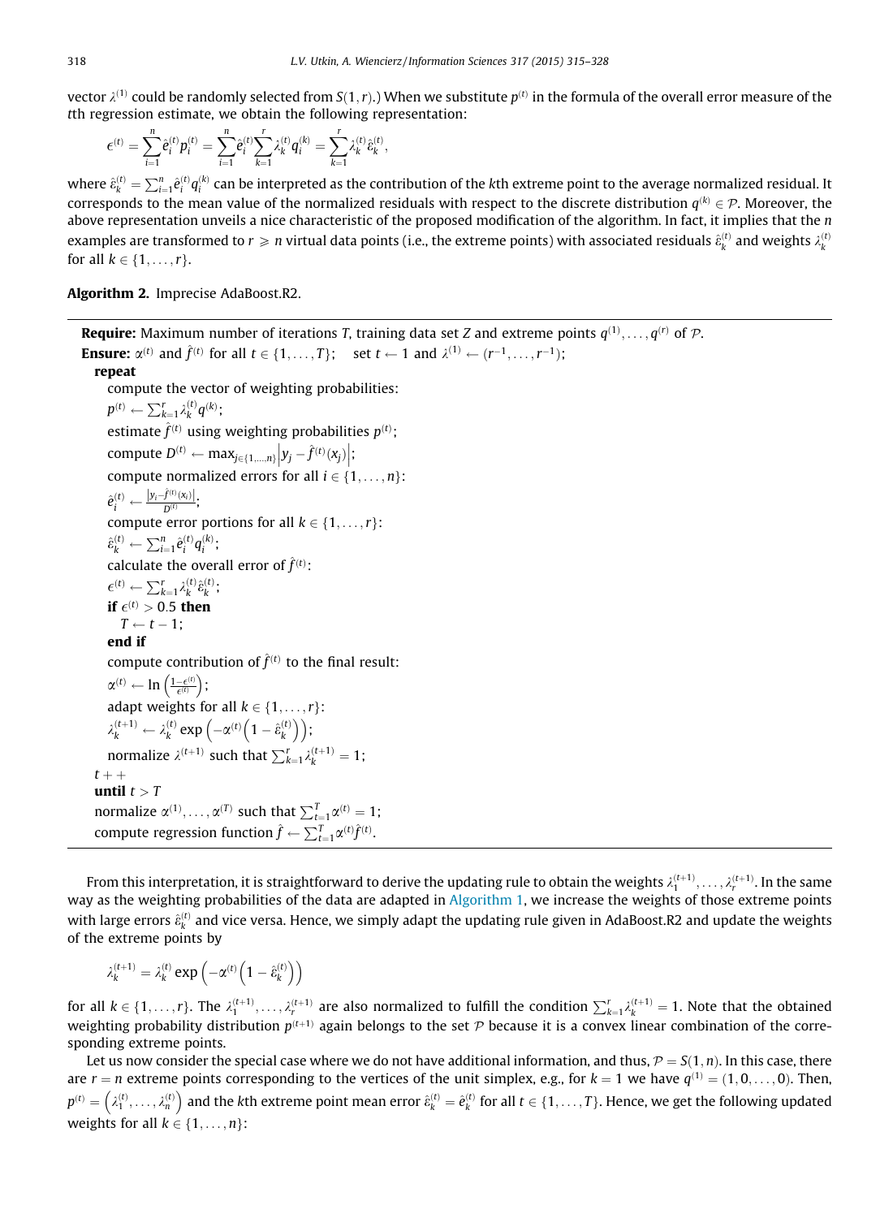vector $\lambda^{(1)}$ could be randomly selected from $S(1,r)$.) When we substitute $p^{(t)}$ in the formula of the overall error measure of the $t$th regression estimate, we obtain the following representation:

$$\epsilon^{(t)} = \sum_{i=1}^{n} \hat{e}_i^{(t)} p_i^{(t)} = \sum_{i=1}^{n} \hat{e}_i^{(t)} \sum_{k=1}^{r} \lambda_k^{(t)} q_i^{(k)} = \sum_{k=1}^{r} \lambda_k^{(t)} \hat{\varepsilon}_k^{(t)},$$

where $\hat{\varepsilon}_k^{(t)} = \sum_{i=1}^{n} \hat{e}_i^{(t)} q_i^{(k)}$ can be interpreted as the contribution of the $k$th extreme point to the average normalized residual. It corresponds to the mean value of the normalized residuals with respect to the discrete distribution $q^{(k)} \in \mathcal{P}$. Moreover, the above representation unveils a nice characteristic of the proposed modification of the algorithm. In fact, it implies that the $n$ examples are transformed to $r \geqslant n$ virtual data points (i.e., the extreme points) with associated residuals $\hat{\varepsilon}_k^{(t)}$ and weights $\lambda_k^{(t)}$ for all $k \in \{1,\ldots,r\}$.

**Algorithm 2.** Imprecise AdaBoost.R2.

---

**Require:** Maximum number of iterations $T$, training data set $Z$ and extreme points $q^{(1)},\ldots,q^{(r)}$ of $\mathcal{P}$.
**Ensure:** $\alpha^{(t)}$ and $\hat{f}^{(t)}$ for all $t \in \{1,\ldots,T\}$;  set $t \leftarrow 1$ and $\lambda^{(1)} \leftarrow (r^{-1},\ldots,r^{-1})$;
**repeat**
  compute the vector of weighting probabilities:
  $p^{(t)} \leftarrow \sum_{k=1}^{r} \lambda_k^{(t)} q^{(k)}$;
  estimate $\hat{f}^{(t)}$ using weighting probabilities $p^{(t)}$;
  compute $D^{(t)} \leftarrow \max_{j \in \{1,\ldots,n\}} \left| y_j - \hat{f}^{(t)}(x_j) \right|$;
  compute normalized errors for all $i \in \{1,\ldots,n\}$:
  $\hat{e}_i^{(t)} \leftarrow \frac{|y_i - \hat{f}^{(t)}(x_i)|}{D^{(t)}}$;
  compute error portions for all $k \in \{1,\ldots,r\}$:
  $\hat{\varepsilon}_k^{(t)} \leftarrow \sum_{i=1}^{n} \hat{e}_i^{(t)} q_i^{(k)}$;
  calculate the overall error of $\hat{f}^{(t)}$:
  $\epsilon^{(t)} \leftarrow \sum_{k=1}^{r} \lambda_k^{(t)} \hat{\varepsilon}_k^{(t)}$;
  **if** $\epsilon^{(t)} > 0.5$ **then**
    $T \leftarrow t - 1$;
  **end if**
  compute contribution of $\hat{f}^{(t)}$ to the final result:
  $\alpha^{(t)} \leftarrow \ln\left(\frac{1-\epsilon^{(t)}}{\epsilon^{(t)}}\right)$;
  adapt weights for all $k \in \{1,\ldots,r\}$:
  $\lambda_k^{(t+1)} \leftarrow \lambda_k^{(t)} \exp\left(-\alpha^{(t)}\left(1 - \hat{\varepsilon}_k^{(t)}\right)\right)$;
  normalize $\lambda^{(t+1)}$ such that $\sum_{k=1}^{r} \lambda_k^{(t+1)} = 1$;
$t++$
**until** $t > T$
normalize $\alpha^{(1)},\ldots,\alpha^{(T)}$ such that $\sum_{t=1}^{T} \alpha^{(t)} = 1$;
compute regression function $\hat{f} \leftarrow \sum_{t=1}^{T} \alpha^{(t)} \hat{f}^{(t)}$.

---

From this interpretation, it is straightforward to derive the updating rule to obtain the weights $\lambda_1^{(t+1)},\ldots,\lambda_r^{(t+1)}$. In the same way as the weighting probabilities of the data are adapted in Algorithm 1, we increase the weights of those extreme points with large errors $\hat{\varepsilon}_k^{(t)}$ and vice versa. Hence, we simply adapt the updating rule given in AdaBoost.R2 and update the weights of the extreme points by

$$\lambda_k^{(t+1)} = \lambda_k^{(t)} \exp\left(-\alpha^{(t)}\left(1 - \hat{\varepsilon}_k^{(t)}\right)\right)$$

for all $k \in \{1,\ldots,r\}$. The $\lambda_1^{(t+1)},\ldots,\lambda_r^{(t+1)}$ are also normalized to fulfill the condition $\sum_{k=1}^{r} \lambda_k^{(t+1)} = 1$. Note that the obtained weighting probability distribution $p^{(t+1)}$ again belongs to the set $\mathcal{P}$ because it is a convex linear combination of the corresponding extreme points.

Let us now consider the special case where we do not have additional information, and thus, $\mathcal{P} = S(1,n)$. In this case, there are $r = n$ extreme points corresponding to the vertices of the unit simplex, e.g., for $k = 1$ we have $q^{(1)} = (1,0,\ldots,0)$. Then, $p^{(t)} = \left(\lambda_1^{(t)},\ldots,\lambda_n^{(t)}\right)$ and the $k$th extreme point mean error $\hat{\varepsilon}_k^{(t)} = \hat{e}_k^{(t)}$ for all $t \in \{1,\ldots,T\}$. Hence, we get the following updated weights for all $k \in \{1,\ldots,n\}$: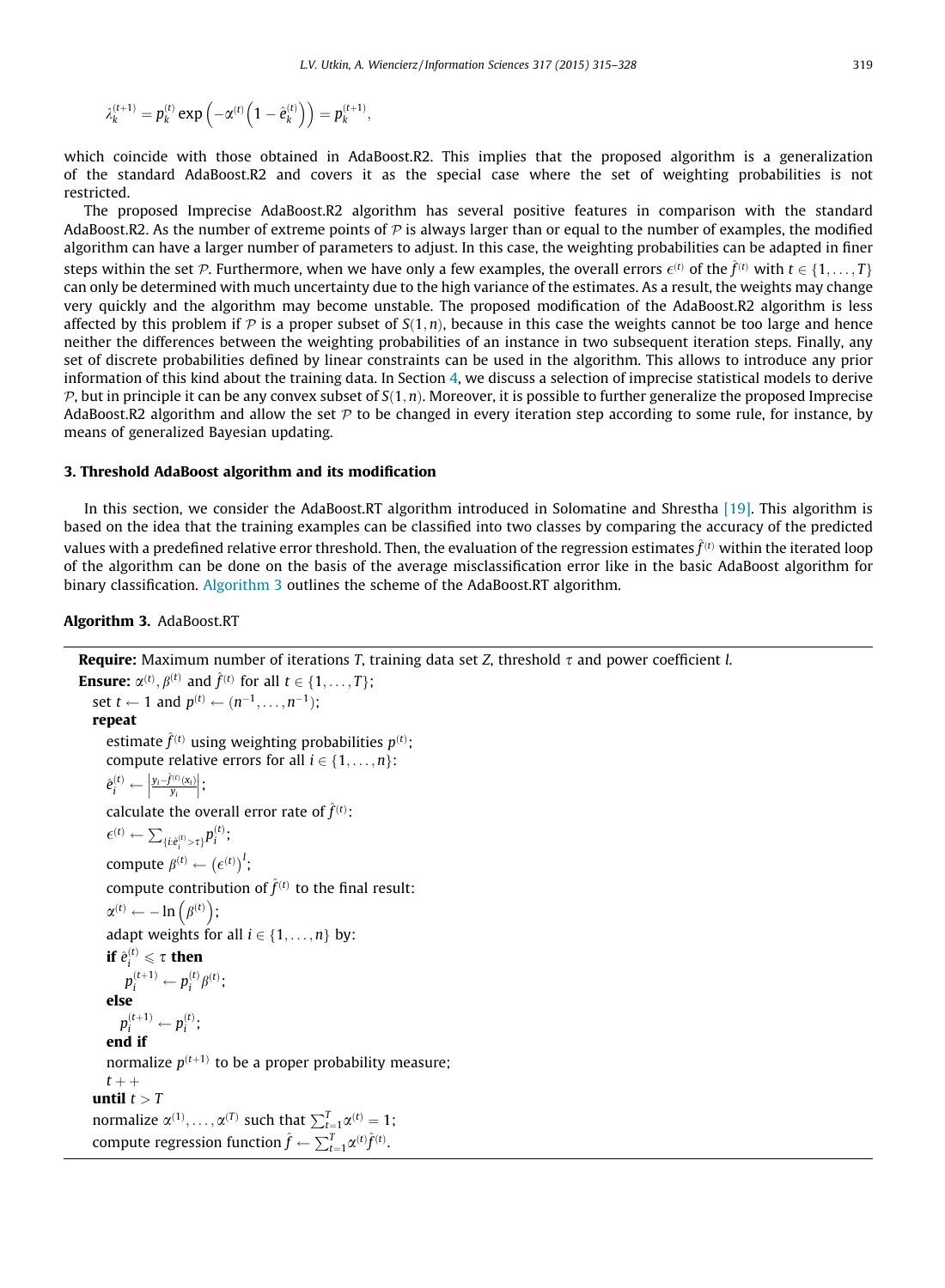$$\lambda_k^{(t+1)} = p_k^{(t)} \exp\left(-\alpha^{(t)}\left(1 - \hat{e}_k^{(t)}\right)\right) = p_k^{(t+1)},$$

which coincide with those obtained in AdaBoost.R2. This implies that the proposed algorithm is a generalization of the standard AdaBoost.R2 and covers it as the special case where the set of weighting probabilities is not restricted.

The proposed Imprecise AdaBoost.R2 algorithm has several positive features in comparison with the standard AdaBoost.R2. As the number of extreme points of $\mathcal{P}$ is always larger than or equal to the number of examples, the modified algorithm can have a larger number of parameters to adjust. In this case, the weighting probabilities can be adapted in finer steps within the set $\mathcal{P}$. Furthermore, when we have only a few examples, the overall errors $\epsilon^{(t)}$ of the $\hat{f}^{(t)}$ with $t \in \{1, \ldots, T\}$ can only be determined with much uncertainty due to the high variance of the estimates. As a result, the weights may change very quickly and the algorithm may become unstable. The proposed modification of the AdaBoost.R2 algorithm is less affected by this problem if $\mathcal{P}$ is a proper subset of $S(1, n)$, because in this case the weights cannot be too large and hence neither the differences between the weighting probabilities of an instance in two subsequent iteration steps. Finally, any set of discrete probabilities defined by linear constraints can be used in the algorithm. This allows to introduce any prior information of this kind about the training data. In Section 4, we discuss a selection of imprecise statistical models to derive $\mathcal{P}$, but in principle it can be any convex subset of $S(1, n)$. Moreover, it is possible to further generalize the proposed Imprecise AdaBoost.R2 algorithm and allow the set $\mathcal{P}$ to be changed in every iteration step according to some rule, for instance, by means of generalized Bayesian updating.

## 3. Threshold AdaBoost algorithm and its modification

In this section, we consider the AdaBoost.RT algorithm introduced in Solomatine and Shrestha [19]. This algorithm is based on the idea that the training examples can be classified into two classes by comparing the accuracy of the predicted values with a predefined relative error threshold. Then, the evaluation of the regression estimates $\hat{f}^{(t)}$ within the iterated loop of the algorithm can be done on the basis of the average misclassification error like in the basic AdaBoost algorithm for binary classification. Algorithm 3 outlines the scheme of the AdaBoost.RT algorithm.

**Algorithm 3.** AdaBoost.RT

---

**Require:** Maximum number of iterations $T$, training data set $Z$, threshold $\tau$ and power coefficient $l$.
**Ensure:** $\alpha^{(t)}, \beta^{(t)}$ and $\hat{f}^{(t)}$ for all $t \in \{1, \ldots, T\}$;
  set $t \leftarrow 1$ and $p^{(t)} \leftarrow (n^{-1}, \ldots, n^{-1})$;
  **repeat**
    estimate $\hat{f}^{(t)}$ using weighting probabilities $p^{(t)}$;
    compute relative errors for all $i \in \{1, \ldots, n\}$:
    $\hat{e}_i^{(t)} \leftarrow \left|\frac{y_i - \hat{f}^{(t)}(x_i)}{y_i}\right|$;
    calculate the overall error rate of $\hat{f}^{(t)}$:
    $\epsilon^{(t)} \leftarrow \sum_{\{i: \hat{e}_i^{(t)} > \tau\}} p_i^{(t)}$;
    compute $\beta^{(t)} \leftarrow \left(\epsilon^{(t)}\right)^l$;
    compute contribution of $\hat{f}^{(t)}$ to the final result:
    $\alpha^{(t)} \leftarrow -\ln\left(\beta^{(t)}\right)$;
    adapt weights for all $i \in \{1, \ldots, n\}$ by:
    **if** $\hat{e}_i^{(t)} \leqslant \tau$ **then**
      $p_i^{(t+1)} \leftarrow p_i^{(t)} \beta^{(t)}$;
    **else**
      $p_i^{(t+1)} \leftarrow p_i^{(t)}$;
    **end if**
    normalize $p^{(t+1)}$ to be a proper probability measure;
    $t{+}{+}$
  **until** $t > T$
  normalize $\alpha^{(1)}, \ldots, \alpha^{(T)}$ such that $\sum_{t=1}^{T} \alpha^{(t)} = 1$;
  compute regression function $\hat{f} \leftarrow \sum_{t=1}^{T} \alpha^{(t)} \hat{f}^{(t)}$.

---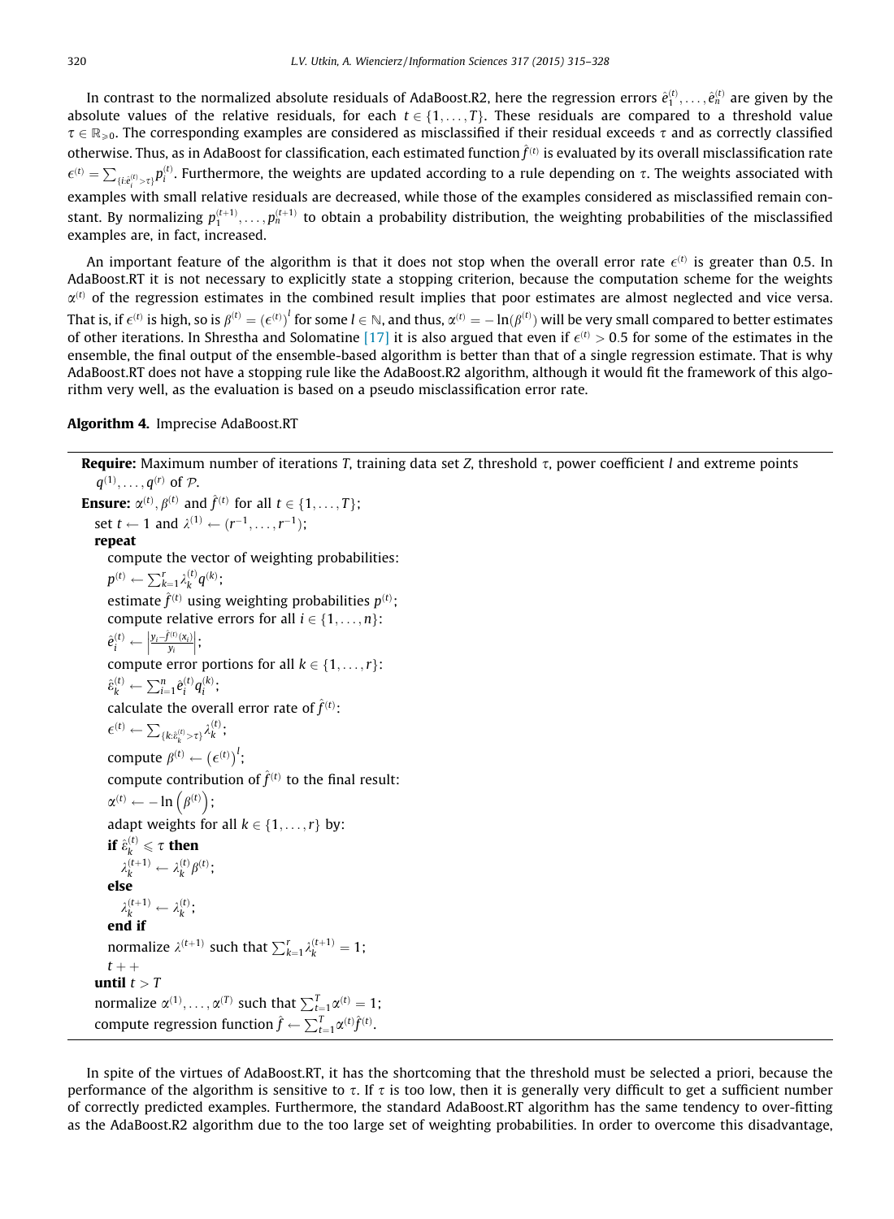In contrast to the normalized absolute residuals of AdaBoost.R2, here the regression errors $\hat{e}_1^{(t)}, \ldots, \hat{e}_n^{(t)}$ are given by the absolute values of the relative residuals, for each $t \in \{1, \ldots, T\}$. These residuals are compared to a threshold value $\tau \in \mathbb{R}_{\geqslant 0}$. The corresponding examples are considered as misclassified if their residual exceeds $\tau$ and as correctly classified otherwise. Thus, as in AdaBoost for classification, each estimated function $\hat{f}^{(t)}$ is evaluated by its overall misclassification rate $\epsilon^{(t)} = \sum_{\{i:\hat{e}_i^{(t)} > \tau\}} p_i^{(t)}$. Furthermore, the weights are updated according to a rule depending on $\tau$. The weights associated with examples with small relative residuals are decreased, while those of the examples considered as misclassified remain constant. By normalizing $p_1^{(t+1)}, \ldots, p_n^{(t+1)}$ to obtain a probability distribution, the weighting probabilities of the misclassified examples are, in fact, increased.

An important feature of the algorithm is that it does not stop when the overall error rate $\epsilon^{(t)}$ is greater than 0.5. In AdaBoost.RT it is not necessary to explicitly state a stopping criterion, because the computation scheme for the weights $\alpha^{(t)}$ of the regression estimates in the combined result implies that poor estimates are almost neglected and vice versa. That is, if $\epsilon^{(t)}$ is high, so is $\beta^{(t)} = (\epsilon^{(t)})^l$ for some $l \in \mathbb{N}$, and thus, $\alpha^{(t)} = -\ln(\beta^{(t)})$ will be very small compared to better estimates of other iterations. In Shrestha and Solomatine [17] it is also argued that even if $\epsilon^{(t)} > 0.5$ for some of the estimates in the ensemble, the final output of the ensemble-based algorithm is better than that of a single regression estimate. That is why AdaBoost.RT does not have a stopping rule like the AdaBoost.R2 algorithm, although it would fit the framework of this algorithm very well, as the evaluation is based on a pseudo misclassification error rate.

**Algorithm 4.** Imprecise AdaBoost.RT

---

**Require:** Maximum number of iterations $T$, training data set $Z$, threshold $\tau$, power coefficient $l$ and extreme points $q^{(1)}, \ldots, q^{(r)}$ of $\mathcal{P}$.
**Ensure:** $\alpha^{(t)}, \beta^{(t)}$ and $\hat{f}^{(t)}$ for all $t \in \{1, \ldots, T\}$;
  set $t \leftarrow 1$ and $\lambda^{(1)} \leftarrow (r^{-1}, \ldots, r^{-1})$;
  **repeat**
    compute the vector of weighting probabilities:
    $p^{(t)} \leftarrow \sum_{k=1}^{r} \lambda_k^{(t)} q^{(k)}$;
    estimate $\hat{f}^{(t)}$ using weighting probabilities $p^{(t)}$;
    compute relative errors for all $i \in \{1, \ldots, n\}$:
    $\hat{e}_i^{(t)} \leftarrow \left| \frac{y_i - \hat{f}^{(t)}(x_i)}{y_i} \right|$;
    compute error portions for all $k \in \{1, \ldots, r\}$:
    $\hat{\varepsilon}_k^{(t)} \leftarrow \sum_{i=1}^{n} \hat{e}_i^{(t)} q_i^{(k)}$;
    calculate the overall error rate of $\hat{f}^{(t)}$:
    $\epsilon^{(t)} \leftarrow \sum_{\{k:\hat{\varepsilon}_k^{(t)} > \tau\}} \lambda_k^{(t)}$;
    compute $\beta^{(t)} \leftarrow \left(\epsilon^{(t)}\right)^l$;
    compute contribution of $\hat{f}^{(t)}$ to the final result:
    $\alpha^{(t)} \leftarrow -\ln\left(\beta^{(t)}\right)$;
    adapt weights for all $k \in \{1, \ldots, r\}$ by:
    **if** $\hat{\varepsilon}_k^{(t)} \leqslant \tau$ **then**
      $\lambda_k^{(t+1)} \leftarrow \lambda_k^{(t)} \beta^{(t)}$;
    **else**
      $\lambda_k^{(t+1)} \leftarrow \lambda_k^{(t)}$;
    **end if**
    normalize $\lambda^{(t+1)}$ such that $\sum_{k=1}^{r} \lambda_k^{(t+1)} = 1$;
    $t{+}{+}$
  **until** $t > T$
  normalize $\alpha^{(1)}, \ldots, \alpha^{(T)}$ such that $\sum_{t=1}^{T} \alpha^{(t)} = 1$;
  compute regression function $\hat{f} \leftarrow \sum_{t=1}^{T} \alpha^{(t)} \hat{f}^{(t)}$.

---

In spite of the virtues of AdaBoost.RT, it has the shortcoming that the threshold must be selected a priori, because the performance of the algorithm is sensitive to $\tau$. If $\tau$ is too low, then it is generally very difficult to get a sufficient number of correctly predicted examples. Furthermore, the standard AdaBoost.RT algorithm has the same tendency to over-fitting as the AdaBoost.R2 algorithm due to the too large set of weighting probabilities. In order to overcome this disadvantage,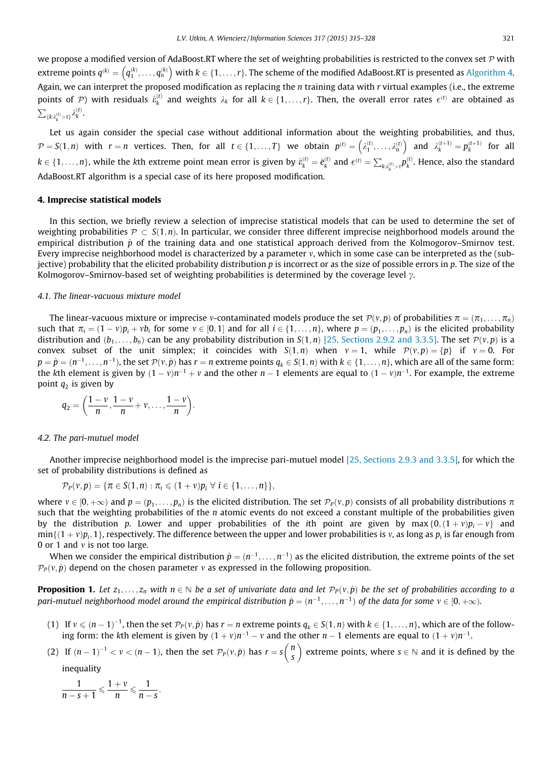we propose a modified version of AdaBoost.RT where the set of weighting probabilities is restricted to the convex set $\mathcal{P}$ with extreme points $q^{(k)} = \left(q_1^{(k)}, \ldots, q_n^{(k)}\right)$ with $k \in \{1, \ldots, r\}$. The scheme of the modified AdaBoost.RT is presented as Algorithm 4. Again, we can interpret the proposed modification as replacing the $n$ training data with $r$ virtual examples (i.e., the extreme points of $\mathcal{P}$) with residuals $\hat{\varepsilon}_k^{(t)}$ and weights $\lambda_k$ for all $k \in \{1, \ldots, r\}$. Then, the overall error rates $\epsilon^{(t)}$ are obtained as $\sum_{\{k:\hat{\varepsilon}_k^{(t)} > \tau\}} \lambda_k^{(t)}$.

Let us again consider the special case without additional information about the weighting probabilities, and thus, $\mathcal{P} = S(1, n)$ with $r = n$ vertices. Then, for all $t \in \{1, \ldots, T\}$ we obtain $p^{(t)} = \left(\lambda_1^{(t)}, \ldots, \lambda_n^{(t)}\right)$ and $\lambda_k^{(t+1)} = p_k^{(t+1)}$ for all $k \in \{1, \ldots, n\}$, while the $k$th extreme point mean error is given by $\hat{\varepsilon}_k^{(t)} = \hat{e}_k^{(t)}$ and $\epsilon^{(t)} = \sum_{k:\hat{\varepsilon}_k^{(t)} > \tau} p_k^{(t)}$. Hence, also the standard AdaBoost.RT algorithm is a special case of its here proposed modification.

## 4. Imprecise statistical models

In this section, we briefly review a selection of imprecise statistical models that can be used to determine the set of weighting probabilities $\mathcal{P} \subset S(1, n)$. In particular, we consider three different imprecise neighborhood models around the empirical distribution $\hat{p}$ of the training data and one statistical approach derived from the Kolmogorov–Smirnov test. Every imprecise neighborhood model is characterized by a parameter $v$, which in some case can be interpreted as the (subjective) probability that the elicited probability distribution $p$ is incorrect or as the size of possible errors in $p$. The size of the Kolmogorov–Smirnov-based set of weighting probabilities is determined by the coverage level $\gamma$.

### 4.1. The linear-vacuous mixture model

The linear-vacuous mixture or imprecise $v$-contaminated models produce the set $\mathcal{P}(v, p)$ of probabilities $\pi = (\pi_1, \ldots, \pi_n)$ such that $\pi_i = (1 - v)p_i + vb_i$ for some $v \in [0, 1]$ and for all $i \in \{1, \ldots, n\}$, where $p = (p_1, \ldots, p_n)$ is the elicited probability distribution and $(b_1, \ldots, b_n)$ can be any probability distribution in $S(1, n)$ [25, Sections 2.9.2 and 3.3.5]. The set $\mathcal{P}(v, p)$ is a convex subset of the unit simplex; it coincides with $S(1, n)$ when $v = 1$, while $\mathcal{P}(v, p) = \{p\}$ if $v = 0$. For $p = \hat{p} = (n^{-1}, \ldots, n^{-1})$, the set $\mathcal{P}(v, \hat{p})$ has $r = n$ extreme points $q_k \in S(1, n)$ with $k \in \{1, \ldots, n\}$, which are all of the same form: the $k$th element is given by $(1 - v)n^{-1} + v$ and the other $n - 1$ elements are equal to $(1 - v)n^{-1}$. For example, the extreme point $q_2$ is given by

$$q_2 = \left(\frac{1-v}{n}, \frac{1-v}{n} + v, \ldots, \frac{1-v}{n}\right).$$

### 4.2. The pari-mutuel model

Another imprecise neighborhood model is the imprecise pari-mutuel model [25, Sections 2.9.3 and 3.3.5], for which the set of probability distributions is defined as

$$\mathcal{P}_P(v, p) = \{\pi \in S(1, n) : \pi_i \leqslant (1 + v)p_i \ \forall\ i \in \{1, \ldots, n\}\},$$

where $v \in [0, +\infty)$ and $p = (p_1, \ldots, p_n)$ is the elicited distribution. The set $\mathcal{P}_P(v, p)$ consists of all probability distributions $\pi$ such that the weighting probabilities of the $n$ atomic events do not exceed a constant multiple of the probabilities given by the distribution $p$. Lower and upper probabilities of the $i$th point are given by $\max\{0, (1 + v)p_i - v\}$ and $\min\{(1 + v)p_i, 1\}$, respectively. The difference between the upper and lower probabilities is $v$, as long as $p_i$ is far enough from 0 or 1 and $v$ is not too large.

When we consider the empirical distribution $\hat{p} = (n^{-1}, \ldots, n^{-1})$ as the elicited distribution, the extreme points of the set $\mathcal{P}_P(v, \hat{p})$ depend on the chosen parameter $v$ as expressed in the following proposition.

**Proposition 1.** *Let $z_1, \ldots, z_n$ with $n \in \mathbb{N}$ be a set of univariate data and let $\mathcal{P}_P(v, \hat{p})$ be the set of probabilities according to a pari-mutuel neighborhood model around the empirical distribution $\hat{p} = (n^{-1}, \ldots, n^{-1})$ of the data for some $v \in [0, +\infty)$.*

(1) If $v \leqslant (n-1)^{-1}$, then the set $\mathcal{P}_P(v, \hat{p})$ has $r = n$ extreme points $q_k \in S(1, n)$ with $k \in \{1, \ldots, n\}$, which are of the following form: the $k$th element is given by $(1 + v)n^{-1} - v$ and the other $n - 1$ elements are equal to $(1 + v)n^{-1}$.

(2) If $(n-1)^{-1} < v < (n-1)$, then the set $\mathcal{P}_P(v, \hat{p})$ has $r = s\binom{n}{s}$ extreme points, where $s \in \mathbb{N}$ and it is defined by the inequality

$$\frac{1}{n-s+1} \leqslant \frac{1+v}{n} \leqslant \frac{1}{n-s}.$$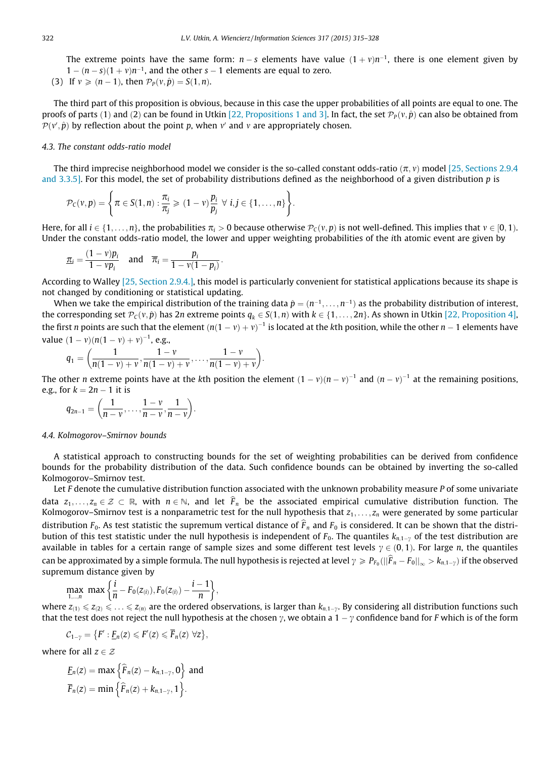The extreme points have the same form: $n-s$ elements have value $(1+v)n^{-1}$, there is one element given by $1-(n-s)(1+v)n^{-1}$, and the other $s-1$ elements are equal to zero.

(3) If $v \geqslant (n-1)$, then $\mathcal{P}_P(v,\hat{p}) = S(1,n)$.

The third part of this proposition is obvious, because in this case the upper probabilities of all points are equal to one. The proofs of parts (1) and (2) can be found in Utkin [22, Propositions 1 and 3]. In fact, the set $\mathcal{P}_P(v,\hat{p})$ can also be obtained from $\mathcal{P}(v',\hat{p})$ by reflection about the point $p$, when $v'$ and $v$ are appropriately chosen.

### 4.3. The constant odds-ratio model

The third imprecise neighborhood model we consider is the so-called constant odds-ratio $(\pi, v)$ model [25, Sections 2.9.4 and 3.3.5]. For this model, the set of probability distributions defined as the neighborhood of a given distribution $p$ is

$$\mathcal{P}_C(v,p) = \left\{ \pi \in S(1,n) : \frac{\pi_i}{\pi_j} \geqslant (1-v)\frac{p_i}{p_j} \ \forall\, i,j \in \{1,\ldots,n\} \right\}.$$

Here, for all $i \in \{1,\ldots,n\}$, the probabilities $\pi_i > 0$ because otherwise $\mathcal{P}_C(v,p)$ is not well-defined. This implies that $v \in [0,1)$. Under the constant odds-ratio model, the lower and upper weighting probabilities of the $i$th atomic event are given by

$$\underline{\pi}_i = \frac{(1-v)p_i}{1-vp_i} \quad \text{and} \quad \overline{\pi}_i = \frac{p_i}{1-v(1-p_i)}.$$

According to Walley [25, Section 2.9.4.], this model is particularly convenient for statistical applications because its shape is not changed by conditioning or statistical updating.

When we take the empirical distribution of the training data $\hat{p} = (n^{-1},\ldots,n^{-1})$ as the probability distribution of interest, the corresponding set $\mathcal{P}_C(v,\hat{p})$ has $2n$ extreme points $q_k \in S(1,n)$ with $k \in \{1,\ldots,2n\}$. As shown in Utkin [22, Proposition 4], the first $n$ points are such that the element $(n(1-v)+v)^{-1}$ is located at the $k$th position, while the other $n-1$ elements have value $(1-v)(n(1-v)+v)^{-1}$, e.g.,

$$q_1 = \left( \frac{1}{n(1-v)+v}, \frac{1-v}{n(1-v)+v}, \ldots, \frac{1-v}{n(1-v)+v} \right).$$

The other $n$ extreme points have at the $k$th position the element $(1-v)(n-v)^{-1}$ and $(n-v)^{-1}$ at the remaining positions, e.g., for $k = 2n-1$ it is

$$q_{2n-1} = \left( \frac{1}{n-v}, \ldots, \frac{1-v}{n-v}, \frac{1}{n-v} \right).$$

### 4.4. Kolmogorov–Smirnov bounds

A statistical approach to constructing bounds for the set of weighting probabilities can be derived from confidence bounds for the probability distribution of the data. Such confidence bounds can be obtained by inverting the so-called Kolmogorov–Smirnov test.

Let $F$ denote the cumulative distribution function associated with the unknown probability measure $P$ of some univariate data $z_1,\ldots,z_n \in \mathcal{Z} \subset \mathbb{R}$, with $n \in \mathbb{N}$, and let $\widehat{F}_n$ be the associated empirical cumulative distribution function. The Kolmogorov–Smirnov test is a nonparametric test for the null hypothesis that $z_1,\ldots,z_n$ were generated by some particular distribution $F_0$. As test statistic the supremum vertical distance of $\widehat{F}_n$ and $F_0$ is considered. It can be shown that the distribution of this test statistic under the null hypothesis is independent of $F_0$. The quantiles $k_{n,1-\gamma}$ of the test distribution are available in tables for a certain range of sample sizes and some different test levels $\gamma \in (0,1)$. For large $n$, the quantiles can be approximated by a simple formula. The null hypothesis is rejected at level $\gamma \geqslant P_{F_0}(\|\widehat{F}_n - F_0\|_\infty > k_{n,1-\gamma})$ if the observed supremum distance given by

$$\max_{1,\ldots,n} \max\left\{ \frac{i}{n} - F_0(z_{(i)}), F_0(z_{(i)}) - \frac{i-1}{n} \right\},$$

where $z_{(1)} \leqslant z_{(2)} \leqslant \ldots \leqslant z_{(n)}$ are the ordered observations, is larger than $k_{n,1-\gamma}$. By considering all distribution functions such that the test does not reject the null hypothesis at the chosen $\gamma$, we obtain a $1-\gamma$ confidence band for $F$ which is of the form

$$\mathcal{C}_{1-\gamma} = \left\{ F' : \underline{F}_n(z) \leqslant F'(z) \leqslant \overline{F}_n(z) \ \forall z \right\},$$

where for all $z \in \mathcal{Z}$

$$\underline{F}_n(z) = \max\left\{ \widehat{F}_n(z) - k_{n,1-\gamma}, 0 \right\} \text{ and}$$
$$\overline{F}_n(z) = \min\left\{ \widehat{F}_n(z) + k_{n,1-\gamma}, 1 \right\}.$$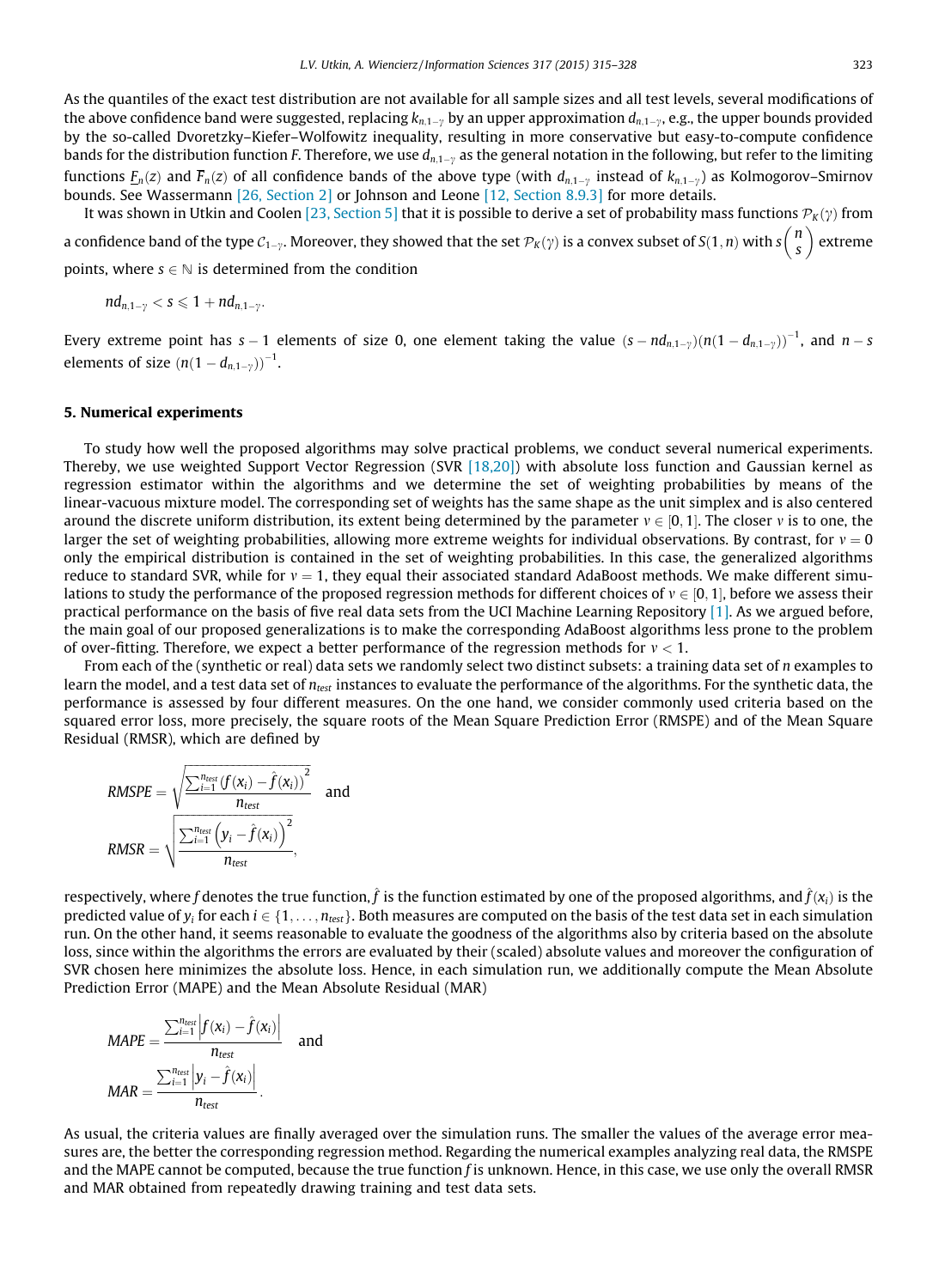As the quantiles of the exact test distribution are not available for all sample sizes and all test levels, several modifications of the above confidence band were suggested, replacing $k_{n,1-\gamma}$ by an upper approximation $d_{n,1-\gamma}$, e.g., the upper bounds provided by the so-called Dvoretzky–Kiefer–Wolfowitz inequality, resulting in more conservative but easy-to-compute confidence bands for the distribution function $F$. Therefore, we use $d_{n,1-\gamma}$ as the general notation in the following, but refer to the limiting functions $\underline{F}_n(z)$ and $\overline{F}_n(z)$ of all confidence bands of the above type (with $d_{n,1-\gamma}$ instead of $k_{n,1-\gamma}$) as Kolmogorov–Smirnov bounds. See Wassermann [26, Section 2] or Johnson and Leone [12, Section 8.9.3] for more details.

It was shown in Utkin and Coolen [23, Section 5] that it is possible to derive a set of probability mass functions $\mathcal{P}_K(\gamma)$ from a confidence band of the type $\mathcal{C}_{1-\gamma}$. Moreover, they showed that the set $\mathcal{P}_K(\gamma)$ is a convex subset of $S(1,n)$ with $s\binom{n}{s}$ extreme points, where $s \in \mathbb{N}$ is determined from the condition

$$nd_{n,1-\gamma} < s \leqslant 1 + nd_{n,1-\gamma}.$$

Every extreme point has $s-1$ elements of size 0, one element taking the value $(s - nd_{n,1-\gamma})(n(1-d_{n,1-\gamma}))^{-1}$, and $n-s$ elements of size $(n(1-d_{n,1-\gamma}))^{-1}$.

## 5. Numerical experiments

To study how well the proposed algorithms may solve practical problems, we conduct several numerical experiments. Thereby, we use weighted Support Vector Regression (SVR [18,20]) with absolute loss function and Gaussian kernel as regression estimator within the algorithms and we determine the set of weighting probabilities by means of the linear-vacuous mixture model. The corresponding set of weights has the same shape as the unit simplex and is also centered around the discrete uniform distribution, its extent being determined by the parameter $v \in [0,1]$. The closer $v$ is to one, the larger the set of weighting probabilities, allowing more extreme weights for individual observations. By contrast, for $v = 0$ only the empirical distribution is contained in the set of weighting probabilities. In this case, the generalized algorithms reduce to standard SVR, while for $v = 1$, they equal their associated standard AdaBoost methods. We make different simulations to study the performance of the proposed regression methods for different choices of $v \in [0,1]$, before we assess their practical performance on the basis of five real data sets from the UCI Machine Learning Repository [1]. As we argued before, the main goal of our proposed generalizations is to make the corresponding AdaBoost algorithms less prone to the problem of over-fitting. Therefore, we expect a better performance of the regression methods for $v < 1$.

From each of the (synthetic or real) data sets we randomly select two distinct subsets: a training data set of $n$ examples to learn the model, and a test data set of $n_{test}$ instances to evaluate the performance of the algorithms. For the synthetic data, the performance is assessed by four different measures. On the one hand, we consider commonly used criteria based on the squared error loss, more precisely, the square roots of the Mean Square Prediction Error (RMSPE) and of the Mean Square Residual (RMSR), which are defined by

$$RMSPE = \sqrt{\frac{\sum_{i=1}^{n_{test}} \left(f(x_i) - \hat{f}(x_i)\right)^2}{n_{test}}} \quad \text{and}$$

$$RMSR = \sqrt{\frac{\sum_{i=1}^{n_{test}} \left(y_i - \hat{f}(x_i)\right)^2}{n_{test}}},$$

respectively, where $f$ denotes the true function, $\hat{f}$ is the function estimated by one of the proposed algorithms, and $\hat{f}(x_i)$ is the predicted value of $y_i$ for each $i \in \{1,\ldots,n_{test}\}$. Both measures are computed on the basis of the test data set in each simulation run. On the other hand, it seems reasonable to evaluate the goodness of the algorithms also by criteria based on the absolute loss, since within the algorithms the errors are evaluated by their (scaled) absolute values and moreover the configuration of SVR chosen here minimizes the absolute loss. Hence, in each simulation run, we additionally compute the Mean Absolute Prediction Error (MAPE) and the Mean Absolute Residual (MAR)

$$MAPE = \frac{\sum_{i=1}^{n_{test}} \left|f(x_i) - \hat{f}(x_i)\right|}{n_{test}} \quad \text{and}$$

$$MAR = \frac{\sum_{i=1}^{n_{test}} \left|y_i - \hat{f}(x_i)\right|}{n_{test}}.$$

As usual, the criteria values are finally averaged over the simulation runs. The smaller the values of the average error measures are, the better the corresponding regression method. Regarding the numerical examples analyzing real data, the RMSPE and the MAPE cannot be computed, because the true function $f$ is unknown. Hence, in this case, we use only the overall RMSR and MAR obtained from repeatedly drawing training and test data sets.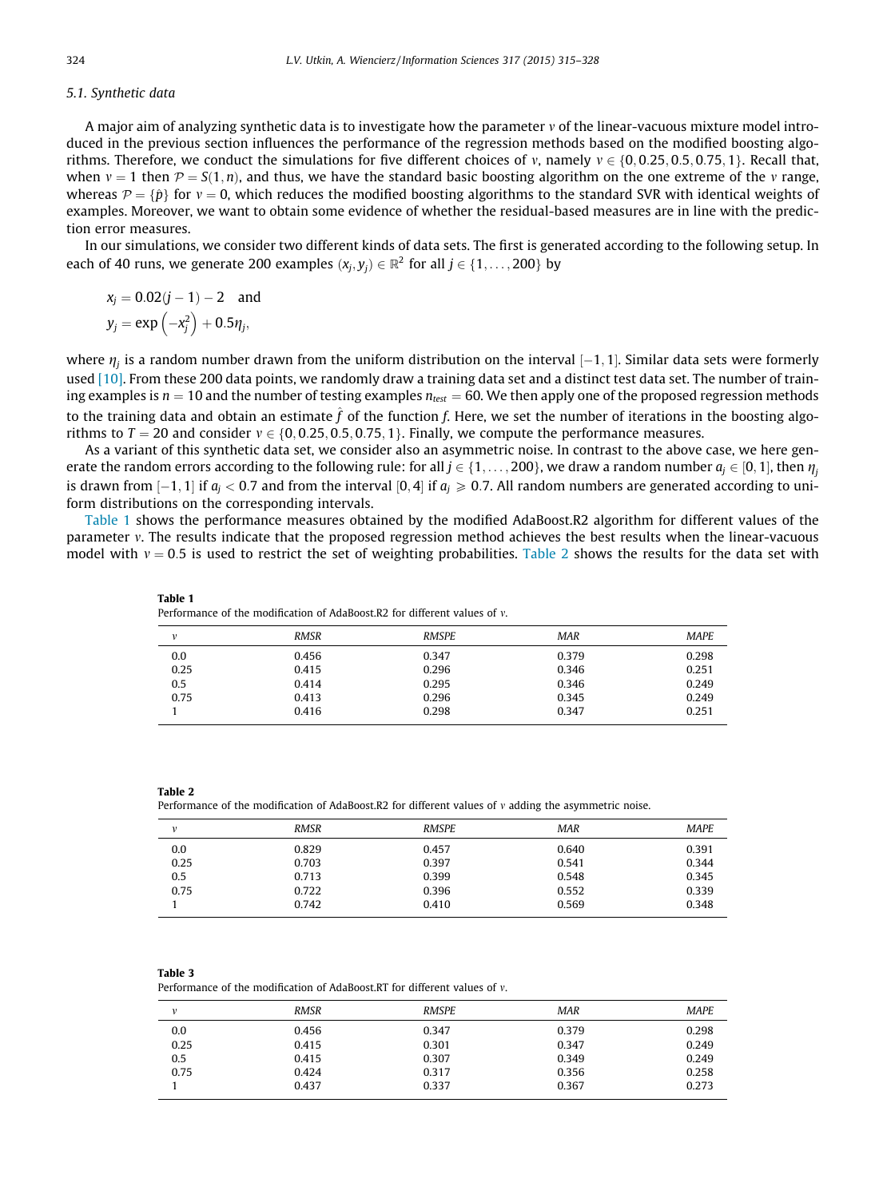### 5.1. Synthetic data

A major aim of analyzing synthetic data is to investigate how the parameter $v$ of the linear-vacuous mixture model introduced in the previous section influences the performance of the regression methods based on the modified boosting algorithms. Therefore, we conduct the simulations for five different choices of $v$, namely $v \in \{0, 0.25, 0.5, 0.75, 1\}$. Recall that, when $v = 1$ then $\mathcal{P} = S(1, n)$, and thus, we have the standard basic boosting algorithm on the one extreme of the $v$ range, whereas $\mathcal{P} = \{\hat{p}\}$ for $v = 0$, which reduces the modified boosting algorithms to the standard SVR with identical weights of examples. Moreover, we want to obtain some evidence of whether the residual-based measures are in line with the prediction error measures.

In our simulations, we consider two different kinds of data sets. The first is generated according to the following setup. In each of 40 runs, we generate 200 examples $(x_j, y_j) \in \mathbb{R}^2$ for all $j \in \{1, \ldots, 200\}$ by

$$x_j = 0.02(j-1) - 2 \quad \text{and}$$
$$y_j = \exp\left(-x_j^2\right) + 0.5\eta_j,$$

where $\eta_j$ is a random number drawn from the uniform distribution on the interval $[-1, 1]$. Similar data sets were formerly used [10]. From these 200 data points, we randomly draw a training data set and a distinct test data set. The number of training examples is $n = 10$ and the number of testing examples $n_{test} = 60$. We then apply one of the proposed regression methods to the training data and obtain an estimate $\hat{f}$ of the function $f$. Here, we set the number of iterations in the boosting algorithms to $T = 20$ and consider $v \in \{0, 0.25, 0.5, 0.75, 1\}$. Finally, we compute the performance measures.

As a variant of this synthetic data set, we consider also an asymmetric noise. In contrast to the above case, we here generate the random errors according to the following rule: for all $j \in \{1, \ldots, 200\}$, we draw a random number $a_j \in [0, 1]$, then $\eta_j$ is drawn from $[-1, 1]$ if $a_j < 0.7$ and from the interval $[0, 4]$ if $a_j \geqslant 0.7$. All random numbers are generated according to uniform distributions on the corresponding intervals.

Table 1 shows the performance measures obtained by the modified AdaBoost.R2 algorithm for different values of the parameter $v$. The results indicate that the proposed regression method achieves the best results when the linear-vacuous model with $v = 0.5$ is used to restrict the set of weighting probabilities. Table 2 shows the results for the data set with

**Table 1**
Performance of the modification of AdaBoost.R2 for different values of $v$.

| $v$ | RMSR | RMSPE | MAR | MAPE |
|---|---|---|---|---|
| 0.0 | 0.456 | 0.347 | 0.379 | 0.298 |
| 0.25 | 0.415 | 0.296 | 0.346 | 0.251 |
| 0.5 | 0.414 | 0.295 | 0.346 | 0.249 |
| 0.75 | 0.413 | 0.296 | 0.345 | 0.249 |
| 1 | 0.416 | 0.298 | 0.347 | 0.251 |

**Table 2**
Performance of the modification of AdaBoost.R2 for different values of $v$ adding the asymmetric noise.

| $v$ | RMSR | RMSPE | MAR | MAPE |
|---|---|---|---|---|
| 0.0 | 0.829 | 0.457 | 0.640 | 0.391 |
| 0.25 | 0.703 | 0.397 | 0.541 | 0.344 |
| 0.5 | 0.713 | 0.399 | 0.548 | 0.345 |
| 0.75 | 0.722 | 0.396 | 0.552 | 0.339 |
| 1 | 0.742 | 0.410 | 0.569 | 0.348 |

**Table 3**
Performance of the modification of AdaBoost.RT for different values of $v$.

| $v$ | RMSR | RMSPE | MAR | MAPE |
|---|---|---|---|---|
| 0.0 | 0.456 | 0.347 | 0.379 | 0.298 |
| 0.25 | 0.415 | 0.301 | 0.347 | 0.249 |
| 0.5 | 0.415 | 0.307 | 0.349 | 0.249 |
| 0.75 | 0.424 | 0.317 | 0.356 | 0.258 |
| 1 | 0.437 | 0.337 | 0.367 | 0.273 |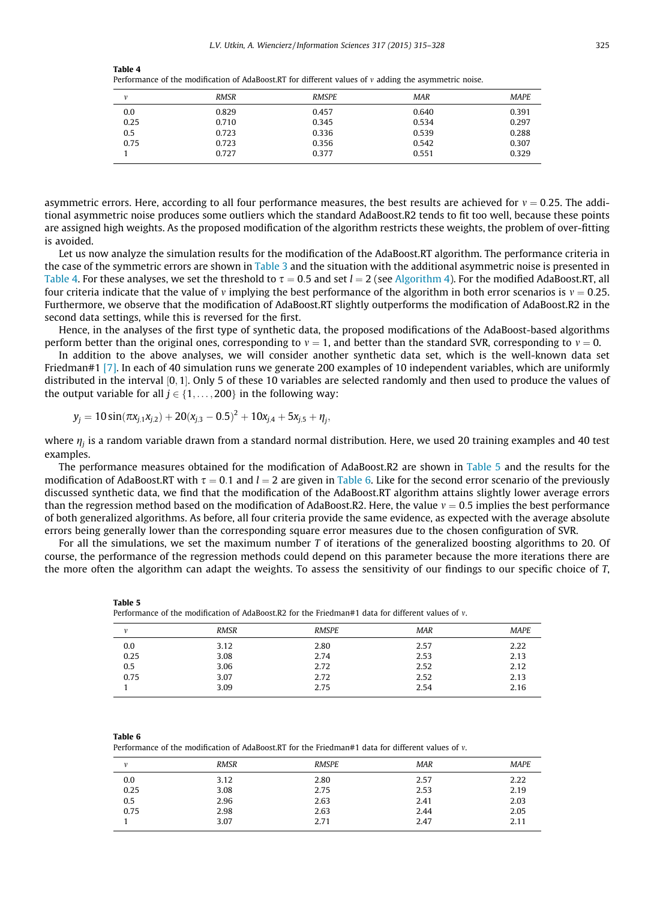**Table 4**
Performance of the modification of AdaBoost.RT for different values of $\nu$ adding the asymmetric noise.

| $\nu$ | RMSR | RMSPE | MAR | MAPE |
|---|---|---|---|---|
| 0.0 | 0.829 | 0.457 | 0.640 | 0.391 |
| 0.25 | 0.710 | 0.345 | 0.534 | 0.297 |
| 0.5 | 0.723 | 0.336 | 0.539 | 0.288 |
| 0.75 | 0.723 | 0.356 | 0.542 | 0.307 |
| 1 | 0.727 | 0.377 | 0.551 | 0.329 |

asymmetric errors. Here, according to all four performance measures, the best results are achieved for $\nu = 0.25$. The additional asymmetric noise produces some outliers which the standard AdaBoost.R2 tends to fit too well, because these points are assigned high weights. As the proposed modification of the algorithm restricts these weights, the problem of over-fitting is avoided.

Let us now analyze the simulation results for the modification of the AdaBoost.RT algorithm. The performance criteria in the case of the symmetric errors are shown in Table 3 and the situation with the additional asymmetric noise is presented in Table 4. For these analyses, we set the threshold to $\tau = 0.5$ and set $l = 2$ (see Algorithm 4). For the modified AdaBoost.RT, all four criteria indicate that the value of $\nu$ implying the best performance of the algorithm in both error scenarios is $\nu = 0.25$. Furthermore, we observe that the modification of AdaBoost.RT slightly outperforms the modification of AdaBoost.R2 in the second data settings, while this is reversed for the first.

Hence, in the analyses of the first type of synthetic data, the proposed modifications of the AdaBoost-based algorithms perform better than the original ones, corresponding to $\nu = 1$, and better than the standard SVR, corresponding to $\nu = 0$.

In addition to the above analyses, we will consider another synthetic data set, which is the well-known data set Friedman#1 [7]. In each of 40 simulation runs we generate 200 examples of 10 independent variables, which are uniformly distributed in the interval $[0, 1]$. Only 5 of these 10 variables are selected randomly and then used to produce the values of the output variable for all $j \in \{1, \ldots, 200\}$ in the following way:

$$y_j = 10\sin(\pi x_{j,1} x_{j,2}) + 20(x_{j,3} - 0.5)^2 + 10x_{j,4} + 5x_{j,5} + \eta_j,$$

where $\eta_j$ is a random variable drawn from a standard normal distribution. Here, we used 20 training examples and 40 test examples.

The performance measures obtained for the modification of AdaBoost.R2 are shown in Table 5 and the results for the modification of AdaBoost.RT with $\tau = 0.1$ and $l = 2$ are given in Table 6. Like for the second error scenario of the previously discussed synthetic data, we find that the modification of the AdaBoost.RT algorithm attains slightly lower average errors than the regression method based on the modification of AdaBoost.R2. Here, the value $\nu = 0.5$ implies the best performance of both generalized algorithms. As before, all four criteria provide the same evidence, as expected with the average absolute errors being generally lower than the corresponding square error measures due to the chosen configuration of SVR.

For all the simulations, we set the maximum number $T$ of iterations of the generalized boosting algorithms to 20. Of course, the performance of the regression methods could depend on this parameter because the more iterations there are the more often the algorithm can adapt the weights. To assess the sensitivity of our findings to our specific choice of $T$,

**Table 5**
Performance of the modification of AdaBoost.R2 for the Friedman#1 data for different values of $\nu$.

| $\nu$ | RMSR | RMSPE | MAR | MAPE |
|---|---|---|---|---|
| 0.0 | 3.12 | 2.80 | 2.57 | 2.22 |
| 0.25 | 3.08 | 2.74 | 2.53 | 2.13 |
| 0.5 | 3.06 | 2.72 | 2.52 | 2.12 |
| 0.75 | 3.07 | 2.72 | 2.52 | 2.13 |
| 1 | 3.09 | 2.75 | 2.54 | 2.16 |

**Table 6**
Performance of the modification of AdaBoost.RT for the Friedman#1 data for different values of $\nu$.

| $\nu$ | RMSR | RMSPE | MAR | MAPE |
|---|---|---|---|---|
| 0.0 | 3.12 | 2.80 | 2.57 | 2.22 |
| 0.25 | 3.08 | 2.75 | 2.53 | 2.19 |
| 0.5 | 2.96 | 2.63 | 2.41 | 2.03 |
| 0.75 | 2.98 | 2.63 | 2.44 | 2.05 |
| 1 | 3.07 | 2.71 | 2.47 | 2.11 |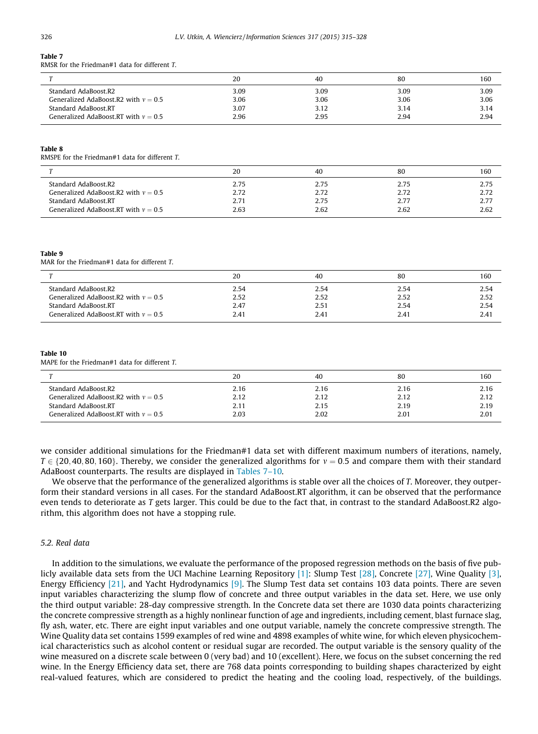**Table 7**
RMSR for the Friedman#1 data for different $T$.

| $T$ | 20 | 40 | 80 | 160 |
|---|---|---|---|---|
| Standard AdaBoost.R2 | 3.09 | 3.09 | 3.09 | 3.09 |
| Generalized AdaBoost.R2 with $\nu = 0.5$ | 3.06 | 3.06 | 3.06 | 3.06 |
| Standard AdaBoost.RT | 3.07 | 3.12 | 3.14 | 3.14 |
| Generalized AdaBoost.RT with $\nu = 0.5$ | 2.96 | 2.95 | 2.94 | 2.94 |

**Table 8**
RMSPE for the Friedman#1 data for different $T$.

| $T$ | 20 | 40 | 80 | 160 |
|---|---|---|---|---|
| Standard AdaBoost.R2 | 2.75 | 2.75 | 2.75 | 2.75 |
| Generalized AdaBoost.R2 with $\nu = 0.5$ | 2.72 | 2.72 | 2.72 | 2.72 |
| Standard AdaBoost.RT | 2.71 | 2.75 | 2.77 | 2.77 |
| Generalized AdaBoost.RT with $\nu = 0.5$ | 2.63 | 2.62 | 2.62 | 2.62 |

**Table 9**
MAR for the Friedman#1 data for different $T$.

| $T$ | 20 | 40 | 80 | 160 |
|---|---|---|---|---|
| Standard AdaBoost.R2 | 2.54 | 2.54 | 2.54 | 2.54 |
| Generalized AdaBoost.R2 with $\nu = 0.5$ | 2.52 | 2.52 | 2.52 | 2.52 |
| Standard AdaBoost.RT | 2.47 | 2.51 | 2.54 | 2.54 |
| Generalized AdaBoost.RT with $\nu = 0.5$ | 2.41 | 2.41 | 2.41 | 2.41 |

**Table 10**
MAPE for the Friedman#1 data for different $T$.

| $T$ | 20 | 40 | 80 | 160 |
|---|---|---|---|---|
| Standard AdaBoost.R2 | 2.16 | 2.16 | 2.16 | 2.16 |
| Generalized AdaBoost.R2 with $\nu = 0.5$ | 2.12 | 2.12 | 2.12 | 2.12 |
| Standard AdaBoost.RT | 2.11 | 2.15 | 2.19 | 2.19 |
| Generalized AdaBoost.RT with $\nu = 0.5$ | 2.03 | 2.02 | 2.01 | 2.01 |

we consider additional simulations for the Friedman#1 data set with different maximum numbers of iterations, namely, $T \in \{20, 40, 80, 160\}$. Thereby, we consider the generalized algorithms for $\nu = 0.5$ and compare them with their standard AdaBoost counterparts. The results are displayed in Tables 7–10.

We observe that the performance of the generalized algorithms is stable over all the choices of $T$. Moreover, they outperform their standard versions in all cases. For the standard AdaBoost.RT algorithm, it can be observed that the performance even tends to deteriorate as $T$ gets larger. This could be due to the fact that, in contrast to the standard AdaBoost.R2 algorithm, this algorithm does not have a stopping rule.

### 5.2. Real data

In addition to the simulations, we evaluate the performance of the proposed regression methods on the basis of five publicly available data sets from the UCI Machine Learning Repository [1]: Slump Test [28], Concrete [27], Wine Quality [3], Energy Efficiency [21], and Yacht Hydrodynamics [9]. The Slump Test data set contains 103 data points. There are seven input variables characterizing the slump flow of concrete and three output variables in the data set. Here, we use only the third output variable: 28-day compressive strength. In the Concrete data set there are 1030 data points characterizing the concrete compressive strength as a highly nonlinear function of age and ingredients, including cement, blast furnace slag, fly ash, water, etc. There are eight input variables and one output variable, namely the concrete compressive strength. The Wine Quality data set contains 1599 examples of red wine and 4898 examples of white wine, for which eleven physicochemical characteristics such as alcohol content or residual sugar are recorded. The output variable is the sensory quality of the wine measured on a discrete scale between 0 (very bad) and 10 (excellent). Here, we focus on the subset concerning the red wine. In the Energy Efficiency data set, there are 768 data points corresponding to building shapes characterized by eight real-valued features, which are considered to predict the heating and the cooling load, respectively, of the buildings.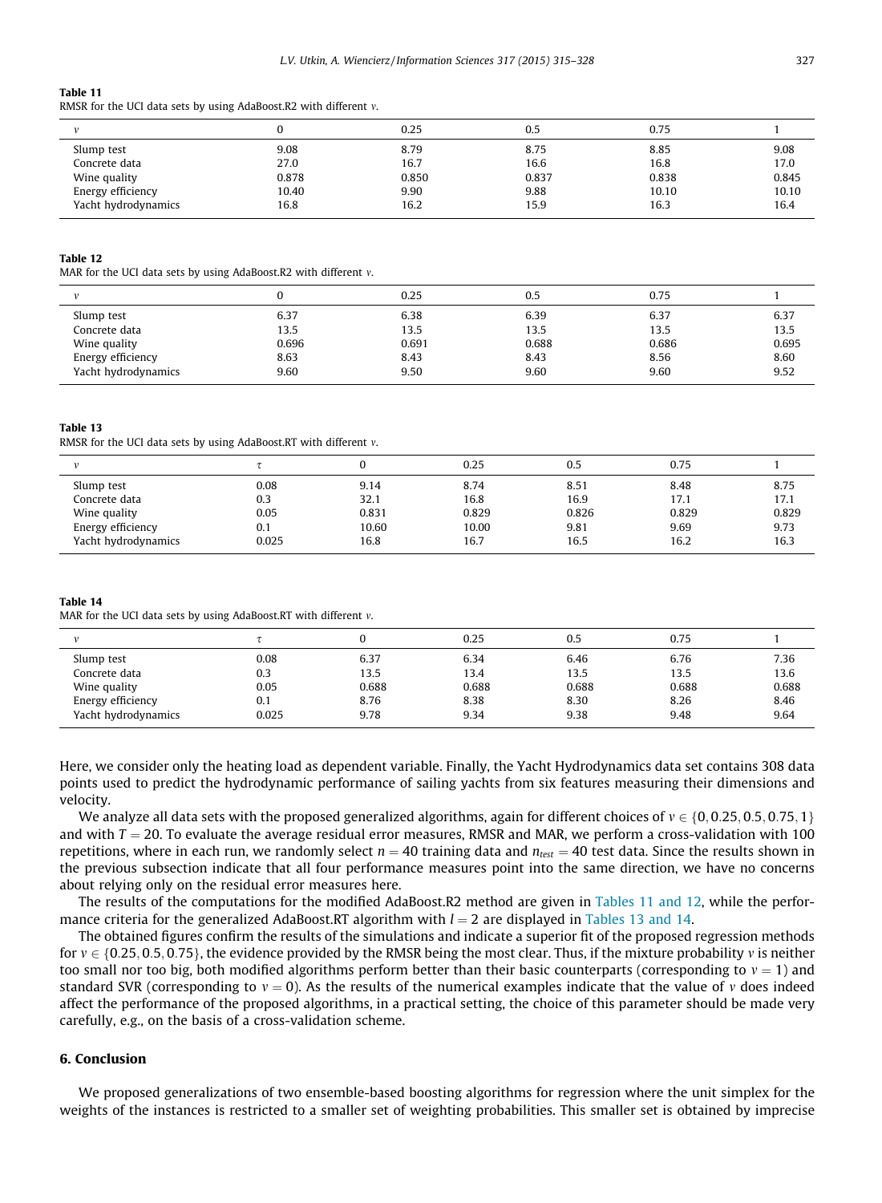**Table 11**
RMSR for the UCI data sets by using AdaBoost.R2 with different $v$.

| $v$ | 0 | 0.25 | 0.5 | 0.75 | 1 |
|---|---|---|---|---|---|
| Slump test | 9.08 | 8.79 | 8.75 | 8.85 | 9.08 |
| Concrete data | 27.0 | 16.7 | 16.6 | 16.8 | 17.0 |
| Wine quality | 0.878 | 0.850 | 0.837 | 0.838 | 0.845 |
| Energy efficiency | 10.40 | 9.90 | 9.88 | 10.10 | 10.10 |
| Yacht hydrodynamics | 16.8 | 16.2 | 15.9 | 16.3 | 16.4 |

**Table 12**
MAR for the UCI data sets by using AdaBoost.R2 with different $v$.

| $v$ | 0 | 0.25 | 0.5 | 0.75 | 1 |
|---|---|---|---|---|---|
| Slump test | 6.37 | 6.38 | 6.39 | 6.37 | 6.37 |
| Concrete data | 13.5 | 13.5 | 13.5 | 13.5 | 13.5 |
| Wine quality | 0.696 | 0.691 | 0.688 | 0.686 | 0.695 |
| Energy efficiency | 8.63 | 8.43 | 8.43 | 8.56 | 8.60 |
| Yacht hydrodynamics | 9.60 | 9.50 | 9.60 | 9.60 | 9.52 |

**Table 13**
RMSR for the UCI data sets by using AdaBoost.RT with different $v$.

| $v$ | $\tau$ | 0 | 0.25 | 0.5 | 0.75 | 1 |
|---|---|---|---|---|---|---|
| Slump test | 0.08 | 9.14 | 8.74 | 8.51 | 8.48 | 8.75 |
| Concrete data | 0.3 | 32.1 | 16.8 | 16.9 | 17.1 | 17.1 |
| Wine quality | 0.05 | 0.831 | 0.829 | 0.826 | 0.829 | 0.829 |
| Energy efficiency | 0.1 | 10.60 | 10.00 | 9.81 | 9.69 | 9.73 |
| Yacht hydrodynamics | 0.025 | 16.8 | 16.7 | 16.5 | 16.2 | 16.3 |

**Table 14**
MAR for the UCI data sets by using AdaBoost.RT with different $v$.

| $v$ | $\tau$ | 0 | 0.25 | 0.5 | 0.75 | 1 |
|---|---|---|---|---|---|---|
| Slump test | 0.08 | 6.37 | 6.34 | 6.46 | 6.76 | 7.36 |
| Concrete data | 0.3 | 13.5 | 13.4 | 13.5 | 13.5 | 13.6 |
| Wine quality | 0.05 | 0.688 | 0.688 | 0.688 | 0.688 | 0.688 |
| Energy efficiency | 0.1 | 8.76 | 8.38 | 8.30 | 8.26 | 8.46 |
| Yacht hydrodynamics | 0.025 | 9.78 | 9.34 | 9.38 | 9.48 | 9.64 |

Here, we consider only the heating load as dependent variable. Finally, the Yacht Hydrodynamics data set contains 308 data points used to predict the hydrodynamic performance of sailing yachts from six features measuring their dimensions and velocity.

We analyze all data sets with the proposed generalized algorithms, again for different choices of $v \in \{0, 0.25, 0.5, 0.75, 1\}$ and with $T = 20$. To evaluate the average residual error measures, RMSR and MAR, we perform a cross-validation with 100 repetitions, where in each run, we randomly select $n = 40$ training data and $n_{test} = 40$ test data. Since the results shown in the previous subsection indicate that all four performance measures point into the same direction, we have no concerns about relying only on the residual error measures here.

The results of the computations for the modified AdaBoost.R2 method are given in Tables 11 and 12, while the performance criteria for the generalized AdaBoost.RT algorithm with $l = 2$ are displayed in Tables 13 and 14.

The obtained figures confirm the results of the simulations and indicate a superior fit of the proposed regression methods for $v \in \{0.25, 0.5, 0.75\}$, the evidence provided by the RMSR being the most clear. Thus, if the mixture probability $v$ is neither too small nor too big, both modified algorithms perform better than their basic counterparts (corresponding to $v = 1$) and standard SVR (corresponding to $v = 0$). As the results of the numerical examples indicate that the value of $v$ does indeed affect the performance of the proposed algorithms, in a practical setting, the choice of this parameter should be made very carefully, e.g., on the basis of a cross-validation scheme.

## 6. Conclusion

We proposed generalizations of two ensemble-based boosting algorithms for regression where the unit simplex for the weights of the instances is restricted to a smaller set of weighting probabilities. This smaller set is obtained by imprecise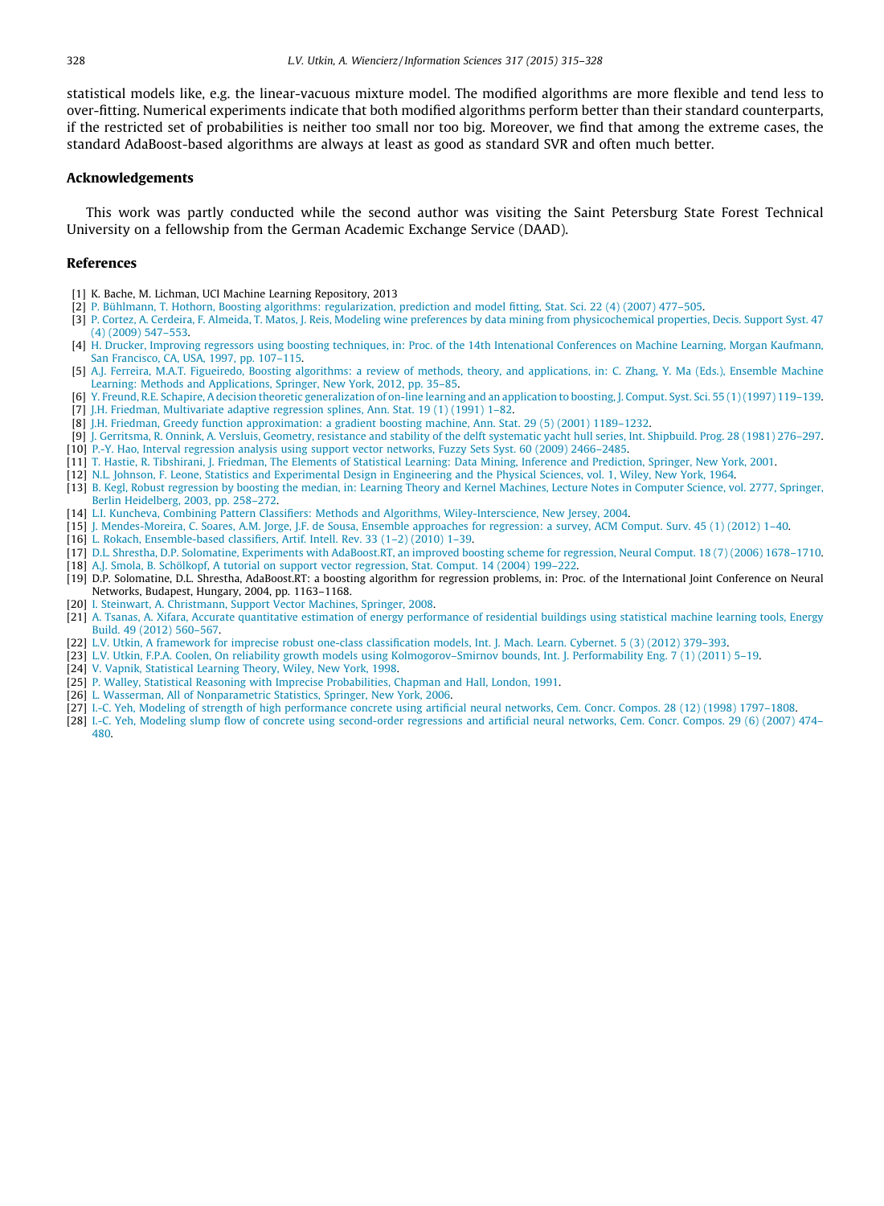statistical models like, e.g. the linear-vacuous mixture model. The modified algorithms are more flexible and tend less to over-fitting. Numerical experiments indicate that both modified algorithms perform better than their standard counterparts, if the restricted set of probabilities is neither too small nor too big. Moreover, we find that among the extreme cases, the standard AdaBoost-based algorithms are always at least as good as standard SVR and often much better.

## Acknowledgements

This work was partly conducted while the second author was visiting the Saint Petersburg State Forest Technical University on a fellowship from the German Academic Exchange Service (DAAD).

## References

[1] K. Bache, M. Lichman, UCI Machine Learning Repository, 2013

[2] P. Bühlmann, T. Hothorn, Boosting algorithms: regularization, prediction and model fitting, Stat. Sci. 22 (4) (2007) 477–505.

[3] P. Cortez, A. Cerdeira, F. Almeida, T. Matos, J. Reis, Modeling wine preferences by data mining from physicochemical properties, Decis. Support Syst. 47 (4) (2009) 547–553.

[4] H. Drucker, Improving regressors using boosting techniques, in: Proc. of the 14th Intenational Conferences on Machine Learning, Morgan Kaufmann, San Francisco, CA, USA, 1997, pp. 107–115.

[5] A.J. Ferreira, M.A.T. Figueiredo, Boosting algorithms: a review of methods, theory, and applications, in: C. Zhang, Y. Ma (Eds.), Ensemble Machine Learning: Methods and Applications, Springer, New York, 2012, pp. 35–85.

[6] Y. Freund, R.E. Schapire, A decision theoretic generalization of on-line learning and an application to boosting, J. Comput. Syst. Sci. 55 (1) (1997) 119–139.

[7] J.H. Friedman, Multivariate adaptive regression splines, Ann. Stat. 19 (1) (1991) 1–82.

[8] J.H. Friedman, Greedy function approximation: a gradient boosting machine, Ann. Stat. 29 (5) (2001) 1189–1232.

[9] J. Gerritsma, R. Onnink, A. Versluis, Geometry, resistance and stability of the delft systematic yacht hull series, Int. Shipbuild. Prog. 28 (1981) 276–297.

[10] P.-Y. Hao, Interval regression analysis using support vector networks, Fuzzy Sets Syst. 60 (2009) 2466–2485.

[11] T. Hastie, R. Tibshirani, J. Friedman, The Elements of Statistical Learning: Data Mining, Inference and Prediction, Springer, New York, 2001.

[12] N.L. Johnson, F. Leone, Statistics and Experimental Design in Engineering and the Physical Sciences, vol. 1, Wiley, New York, 1964.

[13] B. Kegl, Robust regression by boosting the median, in: Learning Theory and Kernel Machines, Lecture Notes in Computer Science, vol. 2777, Springer, Berlin Heidelberg, 2003, pp. 258–272.

[14] L.I. Kuncheva, Combining Pattern Classifiers: Methods and Algorithms, Wiley-Interscience, New Jersey, 2004.

[15] J. Mendes-Moreira, C. Soares, A.M. Jorge, J.F. de Sousa, Ensemble approaches for regression: a survey, ACM Comput. Surv. 45 (1) (2012) 1–40.

[16] L. Rokach, Ensemble-based classifiers, Artif. Intell. Rev. 33 (1–2) (2010) 1–39.

[17] D.L. Shrestha, D.P. Solomatine, Experiments with AdaBoost.RT, an improved boosting scheme for regression, Neural Comput. 18 (7) (2006) 1678–1710.

[18] A.J. Smola, B. Schölkopf, A tutorial on support vector regression, Stat. Comput. 14 (2004) 199–222.

[19] D.P. Solomatine, D.L. Shrestha, AdaBoost.RT: a boosting algorithm for regression problems, in: Proc. of the International Joint Conference on Neural Networks, Budapest, Hungary, 2004, pp. 1163–1168.

[20] I. Steinwart, A. Christmann, Support Vector Machines, Springer, 2008.

[21] A. Tsanas, A. Xifara, Accurate quantitative estimation of energy performance of residential buildings using statistical machine learning tools, Energy Build. 49 (2012) 560–567.

[22] L.V. Utkin, A framework for imprecise robust one-class classification models, Int. J. Mach. Learn. Cybernet. 5 (3) (2012) 379–393.

[23] L.V. Utkin, F.P.A. Coolen, On reliability growth models using Kolmogorov–Smirnov bounds, Int. J. Performability Eng. 7 (1) (2011) 5–19.

[24] V. Vapnik, Statistical Learning Theory, Wiley, New York, 1998.

[25] P. Walley, Statistical Reasoning with Imprecise Probabilities, Chapman and Hall, London, 1991.

[26] L. Wasserman, All of Nonparametric Statistics, Springer, New York, 2006.

[27] I.-C. Yeh, Modeling of strength of high performance concrete using artificial neural networks, Cem. Concr. Compos. 28 (12) (1998) 1797–1808.

[28] I.-C. Yeh, Modeling slump flow of concrete using second-order regressions and artificial neural networks, Cem. Concr. Compos. 29 (6) (2007) 474–480.